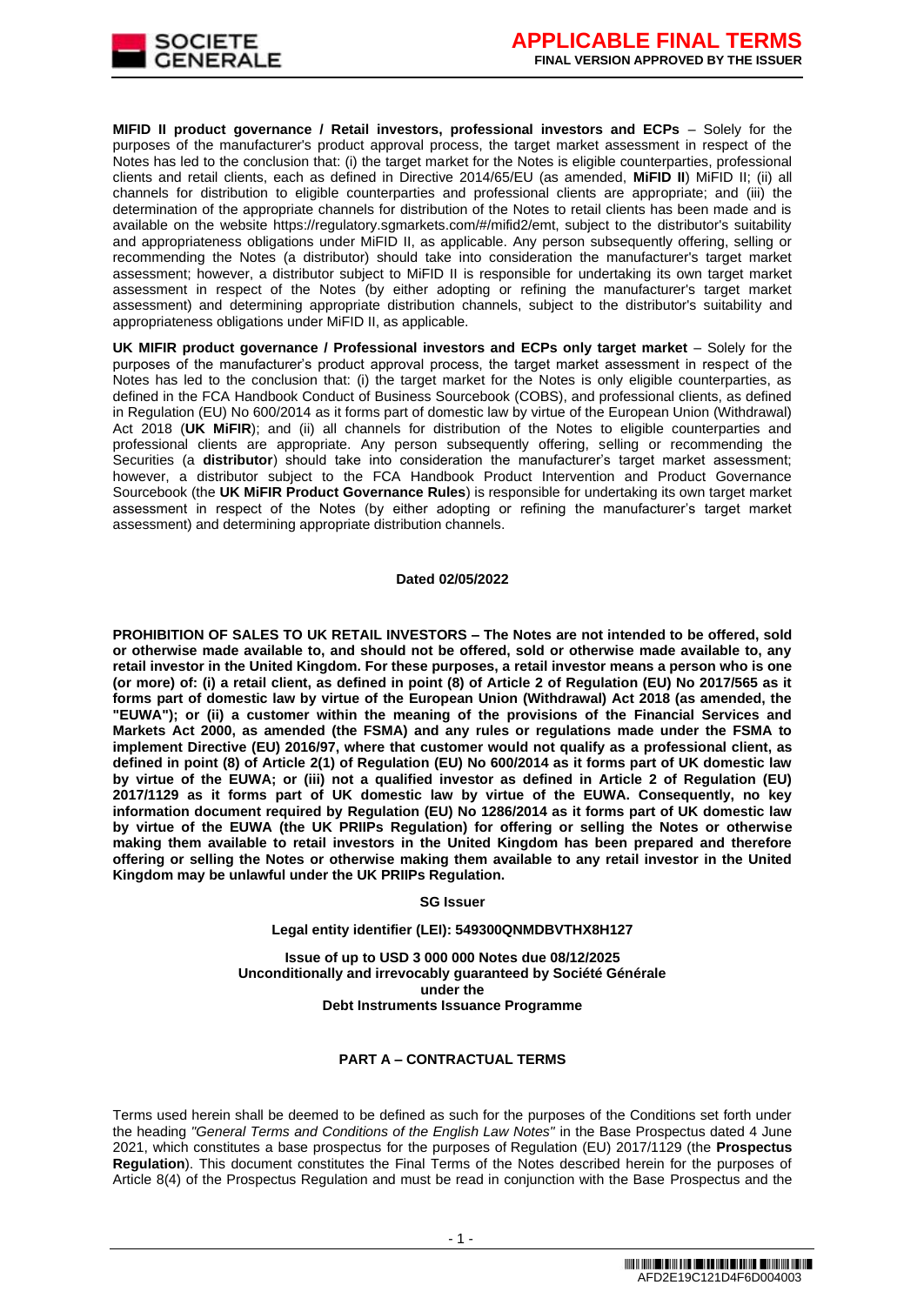**MIFID II product governance / Retail investors, professional investors and ECPs** – Solely for the purposes of the manufacturer's product approval process, the target market assessment in respect of the Notes has led to the conclusion that: (i) the target market for the Notes is eligible counterparties, professional clients and retail clients, each as defined in Directive 2014/65/EU (as amended, **MiFID II**) MiFID II; (ii) all channels for distribution to eligible counterparties and professional clients are appropriate; and (iii) the determination of the appropriate channels for distribution of the Notes to retail clients has been made and is available on the website https://regulatory.sgmarkets.com/#/mifid2/emt, subject to the distributor's suitability and appropriateness obligations under MiFID II, as applicable. Any person subsequently offering, selling or recommending the Notes (a distributor) should take into consideration the manufacturer's target market assessment; however, a distributor subject to MiFID II is responsible for undertaking its own target market assessment in respect of the Notes (by either adopting or refining the manufacturer's target market assessment) and determining appropriate distribution channels, subject to the distributor's suitability and appropriateness obligations under MiFID II, as applicable.

**UK MiFIR product governance / Professional investors and ECPs only target market** – Solely for the purposes of the manufacturer's product approval process, the target market assessment in respect of the Notes has led to the conclusion that: (i) the target market for the Notes is only eligible counterparties, as defined in the FCA Handbook Conduct of Business Sourcebook (COBS), and professional clients, as defined in Regulation (EU) No 600/2014 as it forms part of domestic law by virtue of the European Union (Withdrawal) Act 2018 (**UK MiFIR**); and (ii) all channels for distribution of the Notes to eligible counterparties and professional clients are appropriate. Any person subsequently offering, selling or recommending the Securities (a **distributor**) should take into consideration the manufacturer's target market assessment; however, a distributor subject to the FCA Handbook Product Intervention and Product Governance Sourcebook (the **UK MiFIR Product Governance Rules**) is responsible for undertaking its own target market assessment in respect of the Notes (by either adopting or refining the manufacturer's target market assessment) and determining appropriate distribution channels.

**Dated 02/05/2022**

**PROHIBITION OF SALES TO UK RETAIL INVESTORS – The Notes are not intended to be offered, sold or otherwise made available to, and should not be offered, sold or otherwise made available to, any retail investor in the United Kingdom. For these purposes, a retail investor means a person who is one (or more) of: (i) a retail client, as defined in point (8) of Article 2 of Regulation (EU) No 2017/565 as it forms part of domestic law by virtue of the European Union (Withdrawal) Act 2018 (as amended, the "EUWA"); or (ii) a customer within the meaning of the provisions of the Financial Services and Markets Act 2000, as amended (the FSMA) and any rules or regulations made under the FSMA to implement Directive (EU) 2016/97, where that customer would not qualify as a professional client, as defined in point (8) of Article 2(1) of Regulation (EU) No 600/2014 as it forms part of UK domestic law by virtue of the EUWA; or (iii) not a qualified investor as defined in Article 2 of Regulation (EU) 2017/1129 as it forms part of UK domestic law by virtue of the EUWA. Consequently, no key information document required by Regulation (EU) No 1286/2014 as it forms part of UK domestic law by virtue of the EUWA (the UK PRIIPs Regulation) for offering or selling the Notes or otherwise making them available to retail investors in the United Kingdom has been prepared and therefore offering or selling the Notes or otherwise making them available to any retail investor in the United Kingdom may be unlawful under the UK PRIIPs Regulation.**

**SG Issuer**

**Legal entity identifier (LEI): 549300QNMDBVTHX8H127**

**Issue of up to USD 3 000 000 Notes due 08/12/2025**
**Unconditionally and irrevocably guaranteed by Société Générale**
**under the**
**Debt Instruments Issuance Programme**

## PART A – CONTRACTUAL TERMS

Terms used herein shall be deemed to be defined as such for the purposes of the Conditions set forth under the heading *"General Terms and Conditions of the English Law Notes"* in the Base Prospectus dated 4 June 2021, which constitutes a base prospectus for the purposes of Regulation (EU) 2017/1129 (the **Prospectus Regulation**). This document constitutes the Final Terms of the Notes described herein for the purposes of Article 8(4) of the Prospectus Regulation and must be read in conjunction with the Base Prospectus and the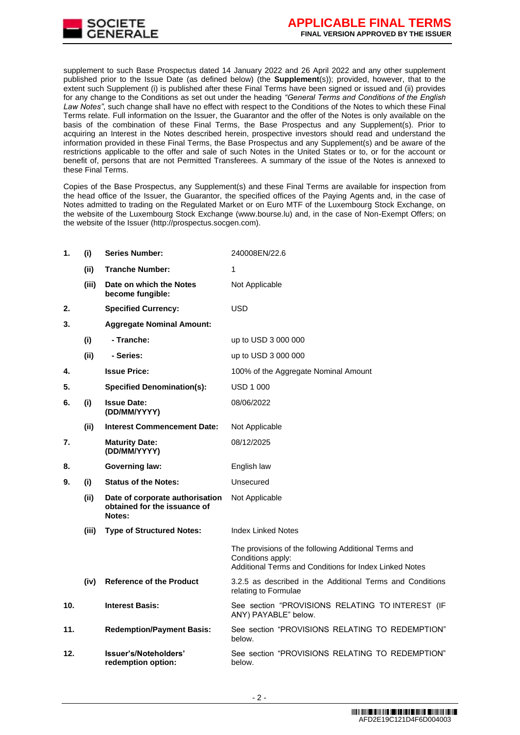supplement to such Base Prospectus dated 14 January 2022 and 26 April 2022 and any other supplement published prior to the Issue Date (as defined below) (the **Supplement**(s)); provided, however, that to the extent such Supplement (i) is published after these Final Terms have been signed or issued and (ii) provides for any change to the Conditions as set out under the heading *"General Terms and Conditions of the English Law Notes"*, such change shall have no effect with respect to the Conditions of the Notes to which these Final Terms relate. Full information on the Issuer, the Guarantor and the offer of the Notes is only available on the basis of the combination of these Final Terms, the Base Prospectus and any Supplement(s). Prior to acquiring an Interest in the Notes described herein, prospective investors should read and understand the information provided in these Final Terms, the Base Prospectus and any Supplement(s) and be aware of the restrictions applicable to the offer and sale of such Notes in the United States or to, or for the account or benefit of, persons that are not Permitted Transferees. A summary of the issue of the Notes is annexed to these Final Terms.

Copies of the Base Prospectus, any Supplement(s) and these Final Terms are available for inspection from the head office of the Issuer, the Guarantor, the specified offices of the Paying Agents and, in the case of Notes admitted to trading on the Regulated Market or on Euro MTF of the Luxembourg Stock Exchange, on the website of the Luxembourg Stock Exchange (www.bourse.lu) and, in the case of Non-Exempt Offers; on the website of the Issuer (http://prospectus.socgen.com).

| | | | |
|---|---|---|---|
| **1.** | **(i)** | **Series Number:** | 240008EN/22.6 |
| | **(ii)** | **Tranche Number:** | 1 |
| | **(iii)** | **Date on which the Notes become fungible:** | Not Applicable |
| **2.** | | **Specified Currency:** | USD |
| **3.** | | **Aggregate Nominal Amount:** | |
| | **(i)** | **- Tranche:** | up to USD 3 000 000 |
| | **(ii)** | **- Series:** | up to USD 3 000 000 |
| **4.** | | **Issue Price:** | 100% of the Aggregate Nominal Amount |
| **5.** | | **Specified Denomination(s):** | USD 1 000 |
| **6.** | **(i)** | **Issue Date: (DD/MM/YYYY)** | 08/06/2022 |
| | **(ii)** | **Interest Commencement Date:** | Not Applicable |
| **7.** | | **Maturity Date: (DD/MM/YYYY)** | 08/12/2025 |
| **8.** | | **Governing law:** | English law |
| **9.** | **(i)** | **Status of the Notes:** | Unsecured |
| | **(ii)** | **Date of corporate authorisation obtained for the issuance of Notes:** | Not Applicable |
| | **(iii)** | **Type of Structured Notes:** | Index Linked Notes<br><br>The provisions of the following Additional Terms and Conditions apply:<br>Additional Terms and Conditions for Index Linked Notes |
| | **(iv)** | **Reference of the Product** | 3.2.5 as described in the Additional Terms and Conditions relating to Formulae |
| **10.** | | **Interest Basis:** | See section "PROVISIONS RELATING TO INTEREST (IF ANY) PAYABLE" below. |
| **11.** | | **Redemption/Payment Basis:** | See section "PROVISIONS RELATING TO REDEMPTION" below. |
| **12.** | | **Issuer's/Noteholders' redemption option:** | See section "PROVISIONS RELATING TO REDEMPTION" below. |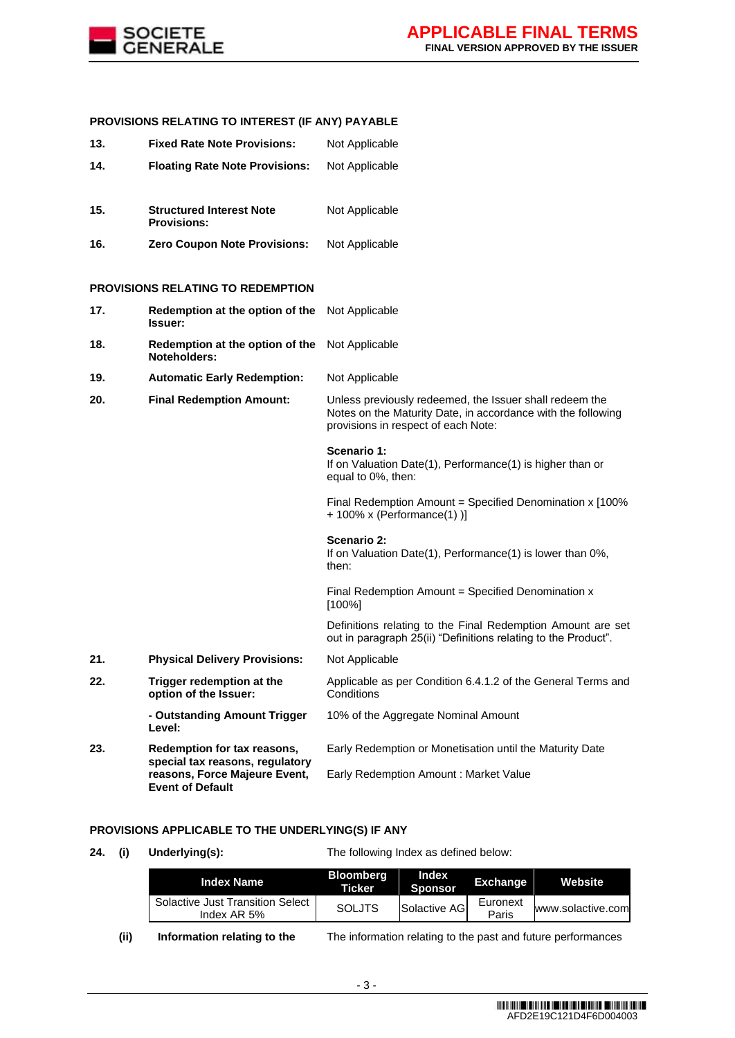**PROVISIONS RELATING TO INTEREST (IF ANY) PAYABLE**

| | | |
|---|---|---|
| **13.** | **Fixed Rate Note Provisions:** | Not Applicable |
| **14.** | **Floating Rate Note Provisions:** | Not Applicable |
| **15.** | **Structured Interest Note Provisions:** | Not Applicable |
| **16.** | **Zero Coupon Note Provisions:** | Not Applicable |

**PROVISIONS RELATING TO REDEMPTION**

**17. Redemption at the option of the Issuer:** Not Applicable

**18. Redemption at the option of the Noteholders:** Not Applicable

**19. Automatic Early Redemption:** Not Applicable

**20. Final Redemption Amount:** Unless previously redeemed, the Issuer shall redeem the Notes on the Maturity Date, in accordance with the following provisions in respect of each Note:

**Scenario 1:**
If on Valuation Date(1), Performance(1) is higher than or equal to 0%, then:

Final Redemption Amount = Specified Denomination x [100% + 100% x (Performance(1) )]

**Scenario 2:**
If on Valuation Date(1), Performance(1) is lower than 0%, then:

Final Redemption Amount = Specified Denomination x [100%]

Definitions relating to the Final Redemption Amount are set out in paragraph 25(ii) "Definitions relating to the Product".

**21. Physical Delivery Provisions:** Not Applicable

**22. Trigger redemption at the option of the Issuer:** Applicable as per Condition 6.4.1.2 of the General Terms and Conditions

**- Outstanding Amount Trigger Level:** 10% of the Aggregate Nominal Amount

**23. Redemption for tax reasons, special tax reasons, regulatory reasons, Force Majeure Event, Event of Default:** Early Redemption or Monetisation until the Maturity Date

Early Redemption Amount : Market Value

**PROVISIONS APPLICABLE TO THE UNDERLYING(S) IF ANY**

**24. (i) Underlying(s):** The following Index as defined below:

| Index Name | Bloomberg Ticker | Index Sponsor | Exchange | Website |
|---|---|---|---|---|
| Solactive Just Transition Select Index AR 5% | SOLJTS | Solactive AG | Euronext Paris | www.solactive.com |

**(ii) Information relating to the** The information relating to the past and future performances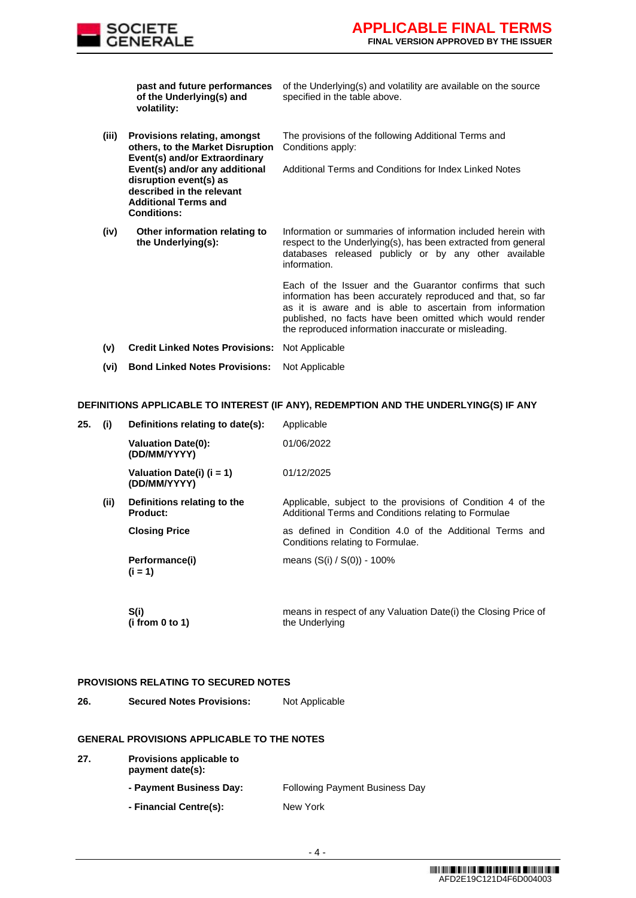| | | |
|---|---|---|
| | **past and future performances of the Underlying(s) and volatility:** | of the Underlying(s) and volatility are available on the source specified in the table above. |
| **(iii)** | **Provisions relating, amongst others, to the Market Disruption Event(s) and/or Extraordinary Event(s) and/or any additional disruption event(s) as described in the relevant Additional Terms and Conditions:** | The provisions of the following Additional Terms and Conditions apply:<br><br>Additional Terms and Conditions for Index Linked Notes |
| **(iv)** | **Other information relating to the Underlying(s):** | Information or summaries of information included herein with respect to the Underlying(s), has been extracted from general databases released publicly or by any other available information.<br><br>Each of the Issuer and the Guarantor confirms that such information has been accurately reproduced and that, so far as it is aware and is able to ascertain from information published, no facts have been omitted which would render the reproduced information inaccurate or misleading. |
| **(v)** | **Credit Linked Notes Provisions:** | Not Applicable |
| **(vi)** | **Bond Linked Notes Provisions:** | Not Applicable |

**DEFINITIONS APPLICABLE TO INTEREST (IF ANY), REDEMPTION AND THE UNDERLYING(S) IF ANY**

| | | | |
|---|---|---|---|
| **25.** | **(i)** | **Definitions relating to date(s):** | Applicable |
| | | **Valuation Date(0): (DD/MM/YYYY)** | 01/06/2022 |
| | | **Valuation Date(i) (i = 1) (DD/MM/YYYY)** | 01/12/2025 |
| | **(ii)** | **Definitions relating to the Product:** | Applicable, subject to the provisions of Condition 4 of the Additional Terms and Conditions relating to Formulae |
| | | **Closing Price** | as defined in Condition 4.0 of the Additional Terms and Conditions relating to Formulae. |
| | | **Performance(i) (i = 1)** | means (S(i) / S(0)) - 100% |
| | | **S(i) (i from 0 to 1)** | means in respect of any Valuation Date(i) the Closing Price of the Underlying |

**PROVISIONS RELATING TO SECURED NOTES**

| | | |
|---|---|---|
| **26.** | **Secured Notes Provisions:** | Not Applicable |

**GENERAL PROVISIONS APPLICABLE TO THE NOTES**

| | | |
|---|---|---|
| **27.** | **Provisions applicable to payment date(s):** | |
| | **- Payment Business Day:** | Following Payment Business Day |
| | **- Financial Centre(s):** | New York |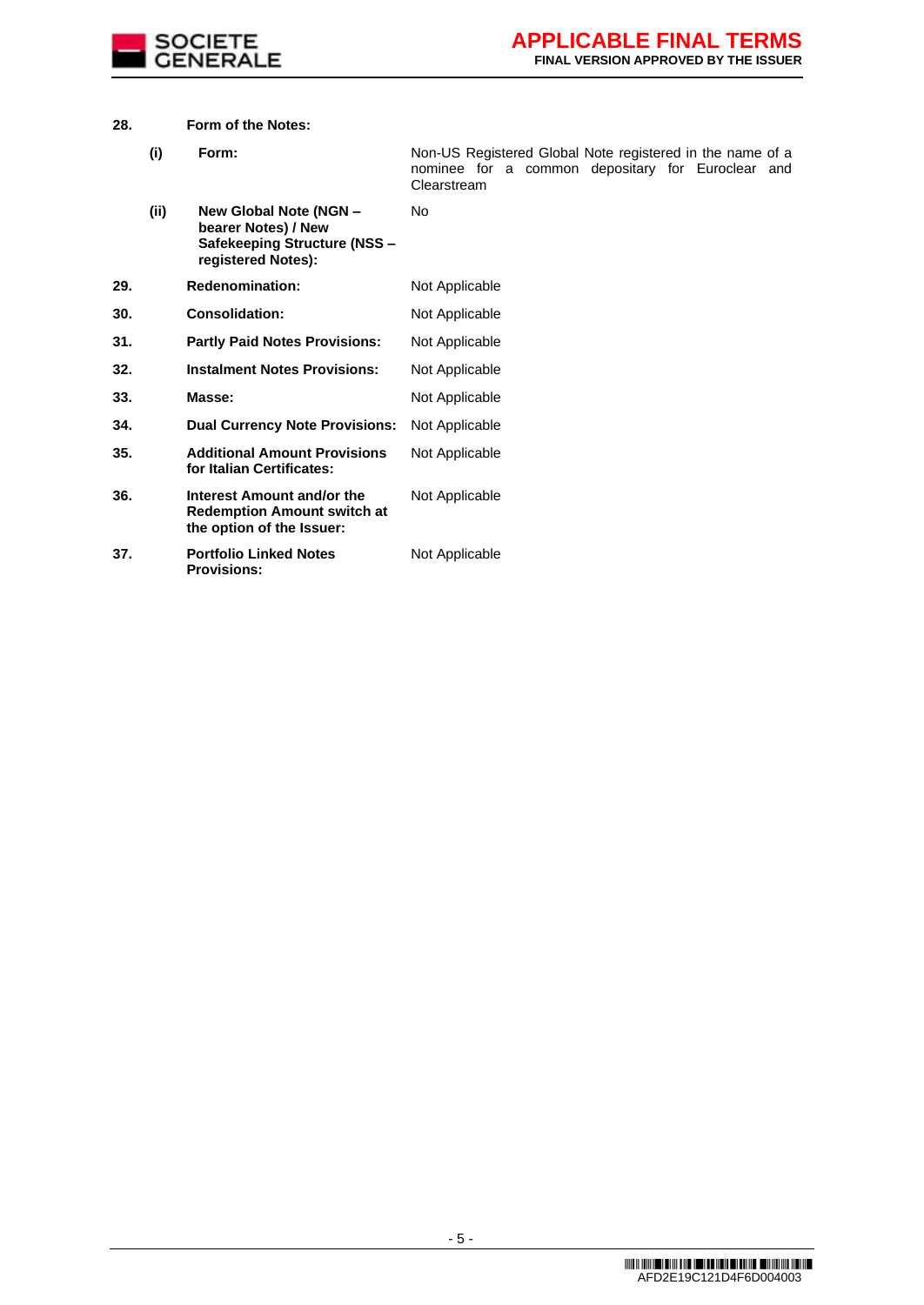| | | | |
|---|---|---|---|
| **28.** | | **Form of the Notes:** | |
| | **(i)** | **Form:** | Non-US Registered Global Note registered in the name of a nominee for a common depositary for Euroclear and Clearstream |
| | **(ii)** | **New Global Note (NGN – bearer Notes) / New Safekeeping Structure (NSS – registered Notes):** | No |
| **29.** | | **Redenomination:** | Not Applicable |
| **30.** | | **Consolidation:** | Not Applicable |
| **31.** | | **Partly Paid Notes Provisions:** | Not Applicable |
| **32.** | | **Instalment Notes Provisions:** | Not Applicable |
| **33.** | | **Masse:** | Not Applicable |
| **34.** | | **Dual Currency Note Provisions:** | Not Applicable |
| **35.** | | **Additional Amount Provisions for Italian Certificates:** | Not Applicable |
| **36.** | | **Interest Amount and/or the Redemption Amount switch at the option of the Issuer:** | Not Applicable |
| **37.** | | **Portfolio Linked Notes Provisions:** | Not Applicable |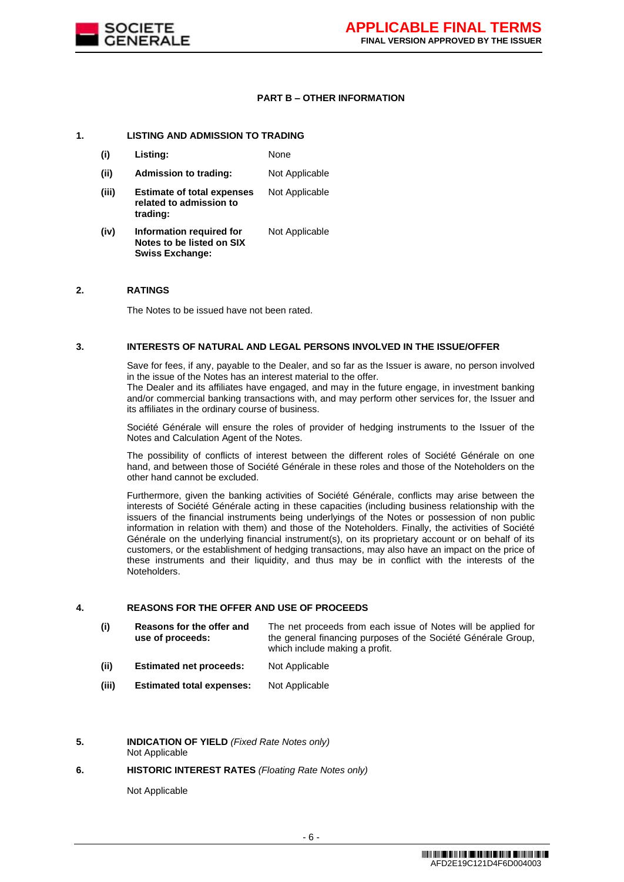## PART B – OTHER INFORMATION

### 1. LISTING AND ADMISSION TO TRADING

| | | |
|---|---|---|
| (i) | **Listing:** | None |
| (ii) | **Admission to trading:** | Not Applicable |
| (iii) | **Estimate of total expenses related to admission to trading:** | Not Applicable |
| (iv) | **Information required for Notes to be listed on SIX Swiss Exchange:** | Not Applicable |

### 2. RATINGS

The Notes to be issued have not been rated.

### 3. INTERESTS OF NATURAL AND LEGAL PERSONS INVOLVED IN THE ISSUE/OFFER

Save for fees, if any, payable to the Dealer, and so far as the Issuer is aware, no person involved in the issue of the Notes has an interest material to the offer.
The Dealer and its affiliates have engaged, and may in the future engage, in investment banking and/or commercial banking transactions with, and may perform other services for, the Issuer and its affiliates in the ordinary course of business.

Société Générale will ensure the roles of provider of hedging instruments to the Issuer of the Notes and Calculation Agent of the Notes.

The possibility of conflicts of interest between the different roles of Société Générale on one hand, and between those of Société Générale in these roles and those of the Noteholders on the other hand cannot be excluded.

Furthermore, given the banking activities of Société Générale, conflicts may arise between the interests of Société Générale acting in these capacities (including business relationship with the issuers of the financial instruments being underlyings of the Notes or possession of non public information in relation with them) and those of the Noteholders. Finally, the activities of Société Générale on the underlying financial instrument(s), on its proprietary account or on behalf of its customers, or the establishment of hedging transactions, may also have an impact on the price of these instruments and their liquidity, and thus may be in conflict with the interests of the Noteholders.

### 4. REASONS FOR THE OFFER AND USE OF PROCEEDS

| | | |
|---|---|---|
| (i) | **Reasons for the offer and use of proceeds:** | The net proceeds from each issue of Notes will be applied for the general financing purposes of the Société Générale Group, which include making a profit. |
| (ii) | **Estimated net proceeds:** | Not Applicable |
| (iii) | **Estimated total expenses:** | Not Applicable |

### 5. INDICATION OF YIELD *(Fixed Rate Notes only)*

Not Applicable

### 6. HISTORIC INTEREST RATES *(Floating Rate Notes only)*

Not Applicable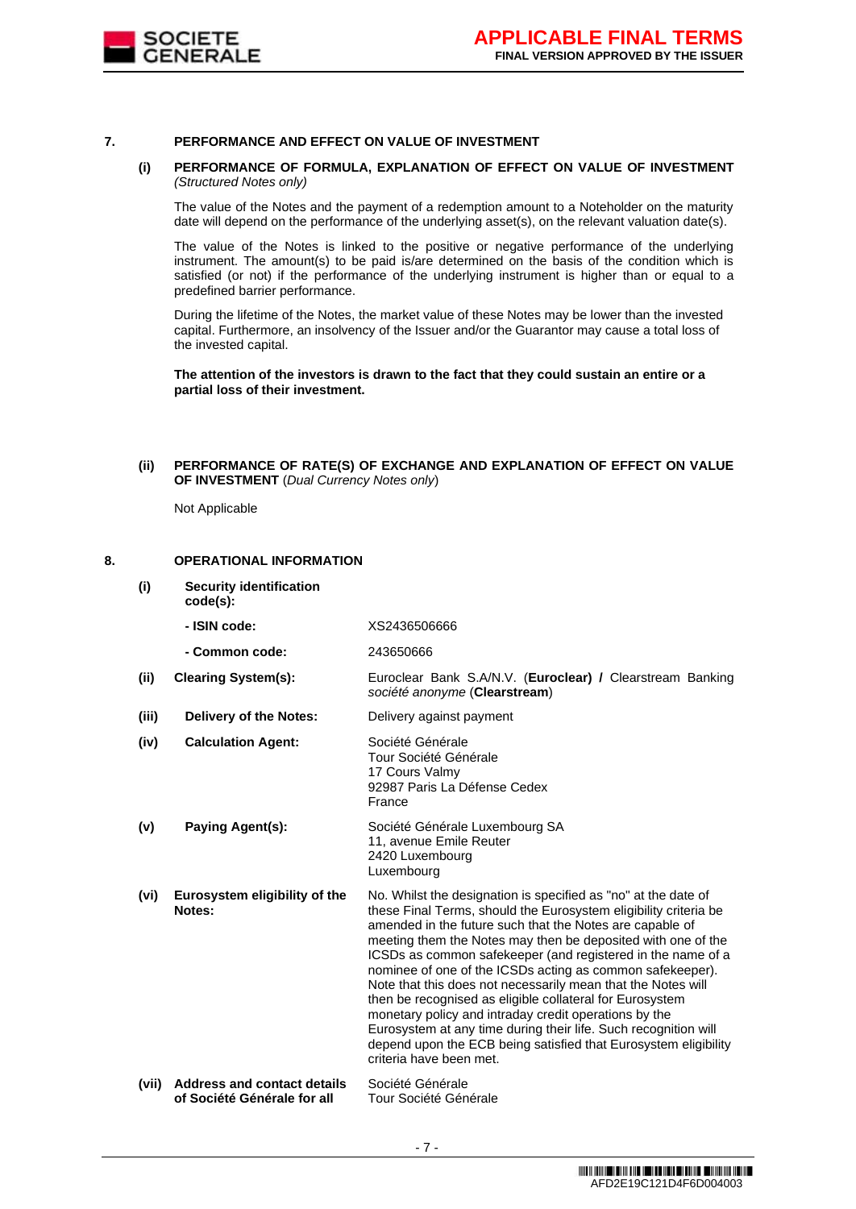## 7. PERFORMANCE AND EFFECT ON VALUE OF INVESTMENT

### (i) PERFORMANCE OF FORMULA, EXPLANATION OF EFFECT ON VALUE OF INVESTMENT *(Structured Notes only)*

The value of the Notes and the payment of a redemption amount to a Noteholder on the maturity date will depend on the performance of the underlying asset(s), on the relevant valuation date(s).

The value of the Notes is linked to the positive or negative performance of the underlying instrument. The amount(s) to be paid is/are determined on the basis of the condition which is satisfied (or not) if the performance of the underlying instrument is higher than or equal to a predefined barrier performance.

During the lifetime of the Notes, the market value of these Notes may be lower than the invested capital. Furthermore, an insolvency of the Issuer and/or the Guarantor may cause a total loss of the invested capital.

**The attention of the investors is drawn to the fact that they could sustain an entire or a partial loss of their investment.**

### (ii) PERFORMANCE OF RATE(S) OF EXCHANGE AND EXPLANATION OF EFFECT ON VALUE OF INVESTMENT (*Dual Currency Notes only*)

Not Applicable

## 8. OPERATIONAL INFORMATION

| | | |
|---|---|---|
| **(i)** | **Security identification code(s):** | |
| | **- ISIN code:** | XS2436506666 |
| | **- Common code:** | 243650666 |
| **(ii)** | **Clearing System(s):** | Euroclear Bank S.A/N.V. (**Euroclear) /** Clearstream Banking *société anonyme* (**Clearstream**) |
| **(iii)** | **Delivery of the Notes:** | Delivery against payment |
| **(iv)** | **Calculation Agent:** | Société Générale<br>Tour Société Générale<br>17 Cours Valmy<br>92987 Paris La Défense Cedex<br>France |
| **(v)** | **Paying Agent(s):** | Société Générale Luxembourg SA<br>11, avenue Emile Reuter<br>2420 Luxembourg<br>Luxembourg |
| **(vi)** | **Eurosystem eligibility of the Notes:** | No. Whilst the designation is specified as "no" at the date of these Final Terms, should the Eurosystem eligibility criteria be amended in the future such that the Notes are capable of meeting them the Notes may then be deposited with one of the ICSDs as common safekeeper (and registered in the name of a nominee of one of the ICSDs acting as common safekeeper). Note that this does not necessarily mean that the Notes will then be recognised as eligible collateral for Eurosystem monetary policy and intraday credit operations by the Eurosystem at any time during their life. Such recognition will depend upon the ECB being satisfied that Eurosystem eligibility criteria have been met. |
| **(vii)** | **Address and contact details of Société Générale for all** | Société Générale<br>Tour Société Générale |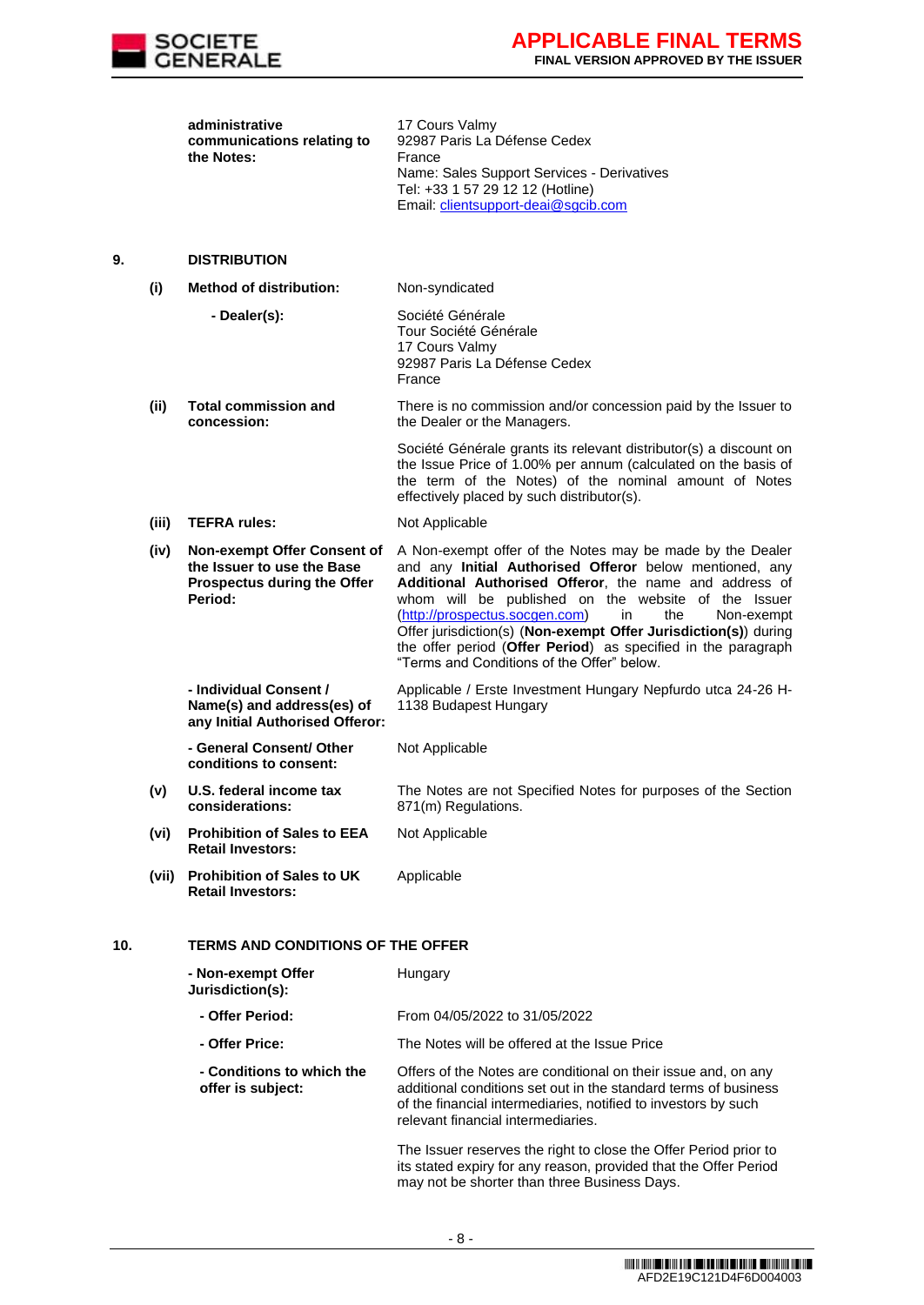| | | |
|---|---|---|
| | **administrative communications relating to the Notes:** | 17 Cours Valmy<br>92987 Paris La Défense Cedex<br>France<br>Name: Sales Support Services - Derivatives<br>Tel: +33 1 57 29 12 12 (Hotline)<br>Email: clientsupport-deai@sgcib.com |

**9. DISTRIBUTION**

| | | |
|---|---|---|
| **(i)** | **Method of distribution:** | Non-syndicated |
| | **- Dealer(s):** | Société Générale<br>Tour Société Générale<br>17 Cours Valmy<br>92987 Paris La Défense Cedex<br>France |
| **(ii)** | **Total commission and concession:** | There is no commission and/or concession paid by the Issuer to the Dealer or the Managers.<br><br>Société Générale grants its relevant distributor(s) a discount on the Issue Price of 1.00% per annum (calculated on the basis of the term of the Notes) of the nominal amount of Notes effectively placed by such distributor(s). |
| **(iii)** | **TEFRA rules:** | Not Applicable |
| **(iv)** | **Non-exempt Offer Consent of the Issuer to use the Base Prospectus during the Offer Period:** | A Non-exempt offer of the Notes may be made by the Dealer and any **Initial Authorised Offeror** below mentioned, any **Additional Authorised Offeror**, the name and address of whom will be published on the website of the Issuer (http://prospectus.socgen.com) in the Non-exempt Offer jurisdiction(s) (**Non-exempt Offer Jurisdiction(s)**) during the offer period (**Offer Period**) as specified in the paragraph "Terms and Conditions of the Offer" below. |
| | **- Individual Consent / Name(s) and address(es) of any Initial Authorised Offeror:** | Applicable / Erste Investment Hungary Nepfurdo utca 24-26 H-1138 Budapest Hungary |
| | **- General Consent/ Other conditions to consent:** | Not Applicable |
| **(v)** | **U.S. federal income tax considerations:** | The Notes are not Specified Notes for purposes of the Section 871(m) Regulations. |
| **(vi)** | **Prohibition of Sales to EEA Retail Investors:** | Not Applicable |
| **(vii)** | **Prohibition of Sales to UK Retail Investors:** | Applicable |

**10. TERMS AND CONDITIONS OF THE OFFER**

| | |
|---|---|
| **- Non-exempt Offer Jurisdiction(s):** | Hungary |
| **- Offer Period:** | From 04/05/2022 to 31/05/2022 |
| **- Offer Price:** | The Notes will be offered at the Issue Price |
| **- Conditions to which the offer is subject:** | Offers of the Notes are conditional on their issue and, on any additional conditions set out in the standard terms of business of the financial intermediaries, notified to investors by such relevant financial intermediaries.<br><br>The Issuer reserves the right to close the Offer Period prior to its stated expiry for any reason, provided that the Offer Period may not be shorter than three Business Days. |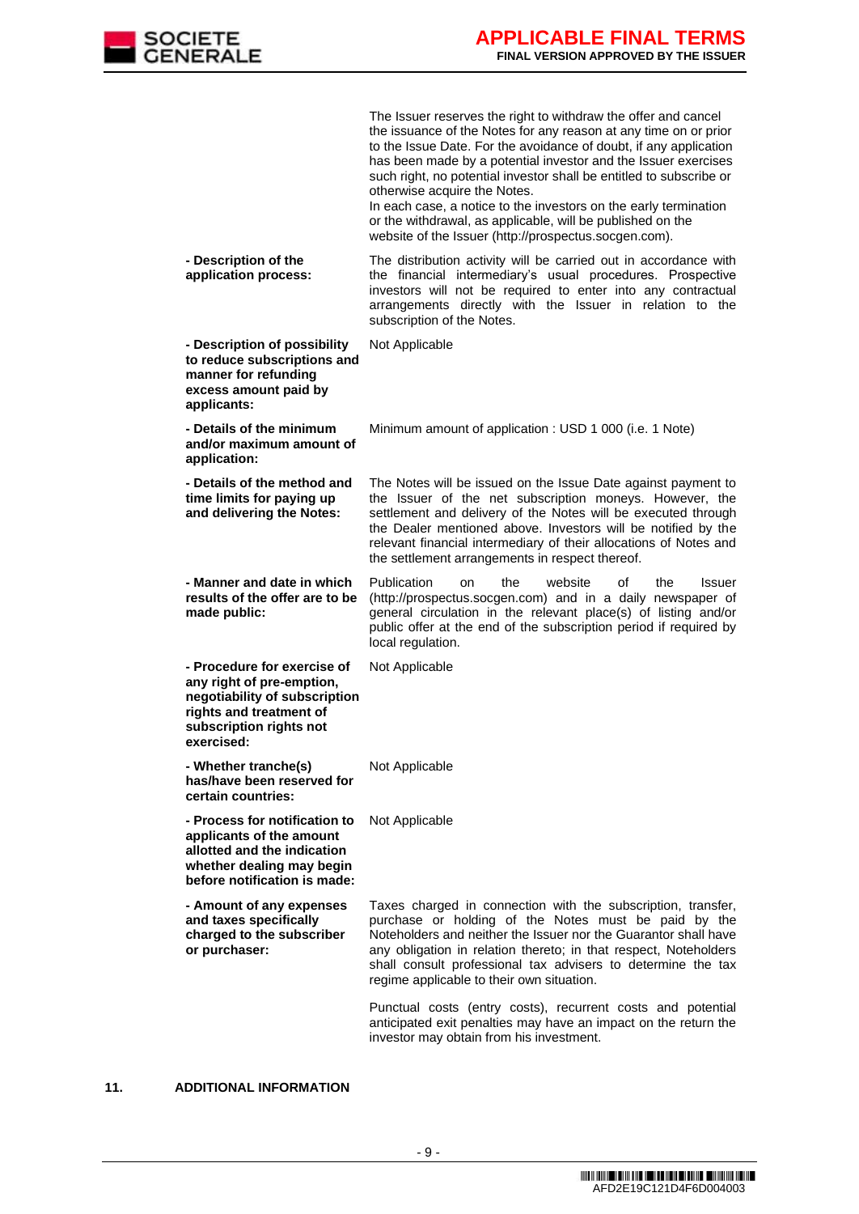| | |
|---|---|
| | The Issuer reserves the right to withdraw the offer and cancel the issuance of the Notes for any reason at any time on or prior to the Issue Date. For the avoidance of doubt, if any application has been made by a potential investor and the Issuer exercises such right, no potential investor shall be entitled to subscribe or otherwise acquire the Notes.<br>In each case, a notice to the investors on the early termination or the withdrawal, as applicable, will be published on the website of the Issuer (http://prospectus.socgen.com). |
| **- Description of the application process:** | The distribution activity will be carried out in accordance with the financial intermediary's usual procedures. Prospective investors will not be required to enter into any contractual arrangements directly with the Issuer in relation to the subscription of the Notes. |
| **- Description of possibility to reduce subscriptions and manner for refunding excess amount paid by applicants:** | Not Applicable |
| **- Details of the minimum and/or maximum amount of application:** | Minimum amount of application : USD 1 000 (i.e. 1 Note) |
| **- Details of the method and time limits for paying up and delivering the Notes:** | The Notes will be issued on the Issue Date against payment to the Issuer of the net subscription moneys. However, the settlement and delivery of the Notes will be executed through the Dealer mentioned above. Investors will be notified by the relevant financial intermediary of their allocations of Notes and the settlement arrangements in respect thereof. |
| **- Manner and date in which results of the offer are to be made public:** | Publication on the website of the Issuer (http://prospectus.socgen.com) and in a daily newspaper of general circulation in the relevant place(s) of listing and/or public offer at the end of the subscription period if required by local regulation. |
| **- Procedure for exercise of any right of pre-emption, negotiability of subscription rights and treatment of subscription rights not exercised:** | Not Applicable |
| **- Whether tranche(s) has/have been reserved for certain countries:** | Not Applicable |
| **- Process for notification to applicants of the amount allotted and the indication whether dealing may begin before notification is made:** | Not Applicable |
| **- Amount of any expenses and taxes specifically charged to the subscriber or purchaser:** | Taxes charged in connection with the subscription, transfer, purchase or holding of the Notes must be paid by the Noteholders and neither the Issuer nor the Guarantor shall have any obligation in relation thereto; in that respect, Noteholders shall consult professional tax advisers to determine the tax regime applicable to their own situation.<br><br>Punctual costs (entry costs), recurrent costs and potential anticipated exit penalties may have an impact on the return the investor may obtain from his investment. |

**11. ADDITIONAL INFORMATION**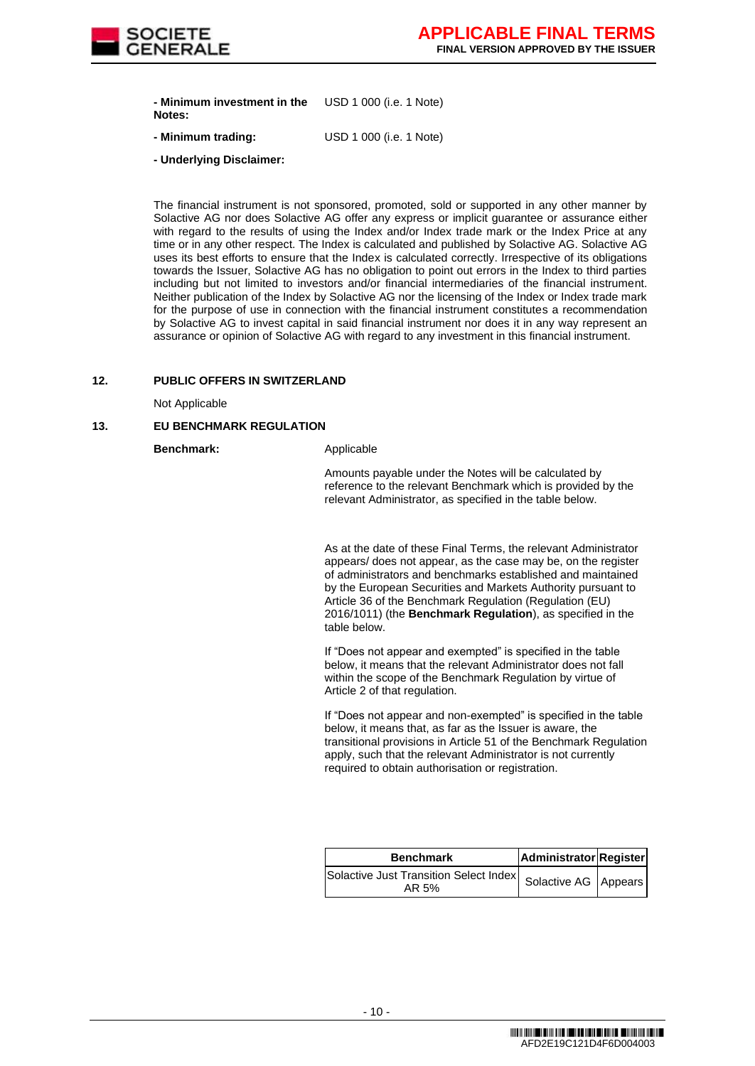**- Minimum investment in the Notes:** USD 1 000 (i.e. 1 Note)

**- Minimum trading:** USD 1 000 (i.e. 1 Note)

**- Underlying Disclaimer:**

The financial instrument is not sponsored, promoted, sold or supported in any other manner by Solactive AG nor does Solactive AG offer any express or implicit guarantee or assurance either with regard to the results of using the Index and/or Index trade mark or the Index Price at any time or in any other respect. The Index is calculated and published by Solactive AG. Solactive AG uses its best efforts to ensure that the Index is calculated correctly. Irrespective of its obligations towards the Issuer, Solactive AG has no obligation to point out errors in the Index to third parties including but not limited to investors and/or financial intermediaries of the financial instrument. Neither publication of the Index by Solactive AG nor the licensing of the Index or Index trade mark for the purpose of use in connection with the financial instrument constitutes a recommendation by Solactive AG to invest capital in said financial instrument nor does it in any way represent an assurance or opinion of Solactive AG with regard to any investment in this financial instrument.

## 12. PUBLIC OFFERS IN SWITZERLAND

Not Applicable

## 13. EU BENCHMARK REGULATION

**Benchmark:** Applicable

Amounts payable under the Notes will be calculated by reference to the relevant Benchmark which is provided by the relevant Administrator, as specified in the table below.

As at the date of these Final Terms, the relevant Administrator appears/ does not appear, as the case may be, on the register of administrators and benchmarks established and maintained by the European Securities and Markets Authority pursuant to Article 36 of the Benchmark Regulation (Regulation (EU) 2016/1011) (the **Benchmark Regulation**), as specified in the table below.

If "Does not appear and exempted" is specified in the table below, it means that the relevant Administrator does not fall within the scope of the Benchmark Regulation by virtue of Article 2 of that regulation.

If "Does not appear and non-exempted" is specified in the table below, it means that, as far as the Issuer is aware, the transitional provisions in Article 51 of the Benchmark Regulation apply, such that the relevant Administrator is not currently required to obtain authorisation or registration.

| Benchmark | Administrator | Register |
|---|---|---|
| Solactive Just Transition Select Index AR 5% | Solactive AG | Appears |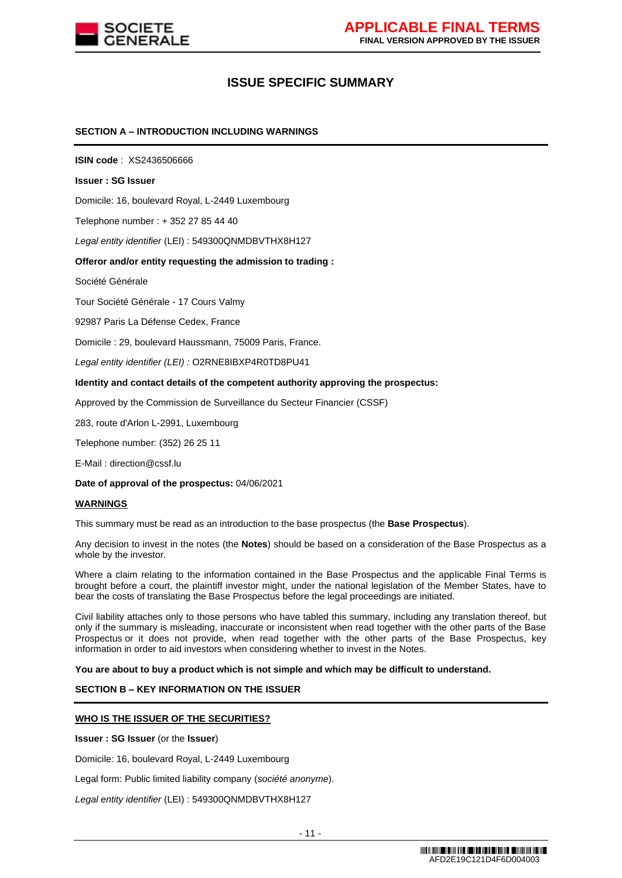# ISSUE SPECIFIC SUMMARY

## SECTION A – INTRODUCTION INCLUDING WARNINGS

**ISIN code** : XS2436506666

**Issuer : SG Issuer**

Domicile: 16, boulevard Royal, L-2449 Luxembourg

Telephone number : + 352 27 85 44 40

*Legal entity identifier* (LEI) : 549300QNMDBVTHX8H127

**Offeror and/or entity requesting the admission to trading :**

Société Générale

Tour Société Générale - 17 Cours Valmy

92987 Paris La Défense Cedex, France

Domicile : 29, boulevard Haussmann, 75009 Paris, France.

*Legal entity identifier (LEI) :* O2RNE8IBXP4R0TD8PU41

**Identity and contact details of the competent authority approving the prospectus:**

Approved by the Commission de Surveillance du Secteur Financier (CSSF)

283, route d'Arlon L-2991, Luxembourg

Telephone number: (352) 26 25 11

E-Mail : direction@cssf.lu

**Date of approval of the prospectus:** 04/06/2021

**WARNINGS**

This summary must be read as an introduction to the base prospectus (the **Base Prospectus**).

Any decision to invest in the notes (the **Notes**) should be based on a consideration of the Base Prospectus as a whole by the investor.

Where a claim relating to the information contained in the Base Prospectus and the applicable Final Terms is brought before a court, the plaintiff investor might, under the national legislation of the Member States, have to bear the costs of translating the Base Prospectus before the legal proceedings are initiated.

Civil liability attaches only to those persons who have tabled this summary, including any translation thereof, but only if the summary is misleading, inaccurate or inconsistent when read together with the other parts of the Base Prospectus or it does not provide, when read together with the other parts of the Base Prospectus, key information in order to aid investors when considering whether to invest in the Notes.

**You are about to buy a product which is not simple and which may be difficult to understand.**

## SECTION B – KEY INFORMATION ON THE ISSUER

**WHO IS THE ISSUER OF THE SECURITIES?**

**Issuer : SG Issuer** (or the **Issuer**)

Domicile: 16, boulevard Royal, L-2449 Luxembourg

Legal form: Public limited liability company (*société anonyme*).

*Legal entity identifier* (LEI) : 549300QNMDBVTHX8H127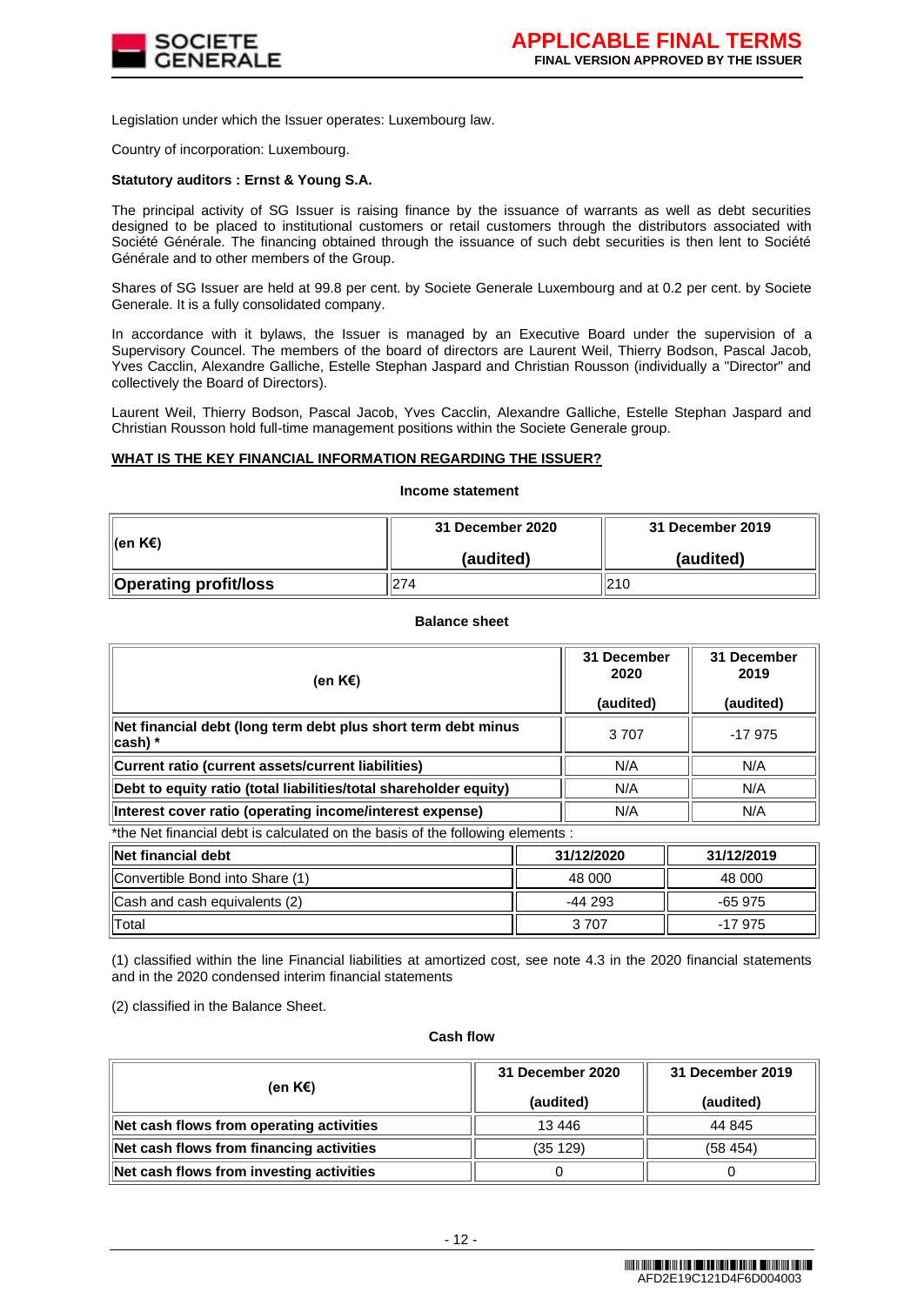Legislation under which the Issuer operates: Luxembourg law.

Country of incorporation: Luxembourg.

**Statutory auditors : Ernst & Young S.A.**

The principal activity of SG Issuer is raising finance by the issuance of warrants as well as debt securities designed to be placed to institutional customers or retail customers through the distributors associated with Société Générale. The financing obtained through the issuance of such debt securities is then lent to Société Générale and to other members of the Group.

Shares of SG Issuer are held at 99.8 per cent. by Societe Generale Luxembourg and at 0.2 per cent. by Societe Generale. It is a fully consolidated company.

In accordance with it bylaws, the Issuer is managed by an Executive Board under the supervision of a Supervisory Councel. The members of the board of directors are Laurent Weil, Thierry Bodson, Pascal Jacob, Yves Cacclin, Alexandre Galliche, Estelle Stephan Jaspard and Christian Rousson (individually a "Director" and collectively the Board of Directors).

Laurent Weil, Thierry Bodson, Pascal Jacob, Yves Cacclin, Alexandre Galliche, Estelle Stephan Jaspard and Christian Rousson hold full-time management positions within the Societe Generale group.

**WHAT IS THE KEY FINANCIAL INFORMATION REGARDING THE ISSUER?**

**Income statement**

| (en K€) | 31 December 2020 (audited) | 31 December 2019 (audited) |
|---|---|---|
| **Operating profit/loss** | 274 | 210 |

**Balance sheet**

| (en K€) | 31 December 2020 (audited) | 31 December 2019 (audited) |
|---|---|---|
| **Net financial debt (long term debt plus short term debt minus cash) \*** | 3 707 | -17 975 |
| **Current ratio (current assets/current liabilities)** | N/A | N/A |
| **Debt to equity ratio (total liabilities/total shareholder equity)** | N/A | N/A |
| **Interest cover ratio (operating income/interest expense)** | N/A | N/A |

*the Net financial debt is calculated on the basis of the following elements :

| Net financial debt | 31/12/2020 | 31/12/2019 |
|---|---|---|
| Convertible Bond into Share (1) | 48 000 | 48 000 |
| Cash and cash equivalents (2) | -44 293 | -65 975 |
| Total | 3 707 | -17 975 |

(1) classified within the line Financial liabilities at amortized cost, see note 4.3 in the 2020 financial statements and in the 2020 condensed interim financial statements

(2) classified in the Balance Sheet.

**Cash flow**

| (en K€) | 31 December 2020 (audited) | 31 December 2019 (audited) |
|---|---|---|
| **Net cash flows from operating activities** | 13 446 | 44 845 |
| **Net cash flows from financing activities** | (35 129) | (58 454) |
| **Net cash flows from investing activities** | 0 | 0 |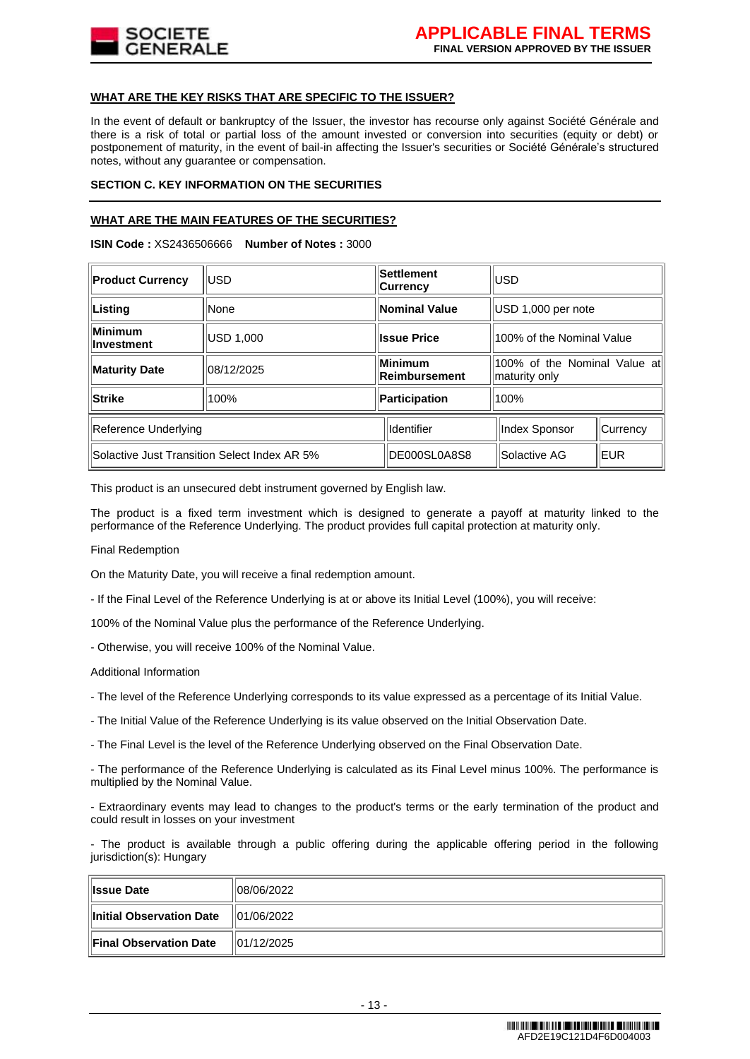**WHAT ARE THE KEY RISKS THAT ARE SPECIFIC TO THE ISSUER?**

In the event of default or bankruptcy of the Issuer, the investor has recourse only against Société Générale and there is a risk of total or partial loss of the amount invested or conversion into securities (equity or debt) or postponement of maturity, in the event of bail-in affecting the Issuer's securities or Société Générale's structured notes, without any guarantee or compensation.

**SECTION C. KEY INFORMATION ON THE SECURITIES**

**WHAT ARE THE MAIN FEATURES OF THE SECURITIES?**

**ISIN Code :** XS2436506666 **Number of Notes :** 3000

| **Product Currency** | USD | **Settlement Currency** | USD |
|---|---|---|---|
| **Listing** | None | **Nominal Value** | USD 1,000 per note |
| **Minimum Investment** | USD 1,000 | **Issue Price** | 100% of the Nominal Value |
| **Maturity Date** | 08/12/2025 | **Minimum Reimbursement** | 100% of the Nominal Value at maturity only |
| **Strike** | 100% | **Participation** | 100% |

| Reference Underlying | Identifier | Index Sponsor | Currency |
|---|---|---|---|
| Solactive Just Transition Select Index AR 5% | DE000SL0A8S8 | Solactive AG | EUR |

This product is an unsecured debt instrument governed by English law.

The product is a fixed term investment which is designed to generate a payoff at maturity linked to the performance of the Reference Underlying. The product provides full capital protection at maturity only.

Final Redemption

On the Maturity Date, you will receive a final redemption amount.

- If the Final Level of the Reference Underlying is at or above its Initial Level (100%), you will receive:

100% of the Nominal Value plus the performance of the Reference Underlying.

- Otherwise, you will receive 100% of the Nominal Value.

Additional Information

- The level of the Reference Underlying corresponds to its value expressed as a percentage of its Initial Value.

- The Initial Value of the Reference Underlying is its value observed on the Initial Observation Date.

- The Final Level is the level of the Reference Underlying observed on the Final Observation Date.

- The performance of the Reference Underlying is calculated as its Final Level minus 100%. The performance is multiplied by the Nominal Value.

- Extraordinary events may lead to changes to the product's terms or the early termination of the product and could result in losses on your investment

- The product is available through a public offering during the applicable offering period in the following jurisdiction(s): Hungary

| **Issue Date** | 08/06/2022 |
|---|---|
| **Initial Observation Date** | 01/06/2022 |
| **Final Observation Date** | 01/12/2025 |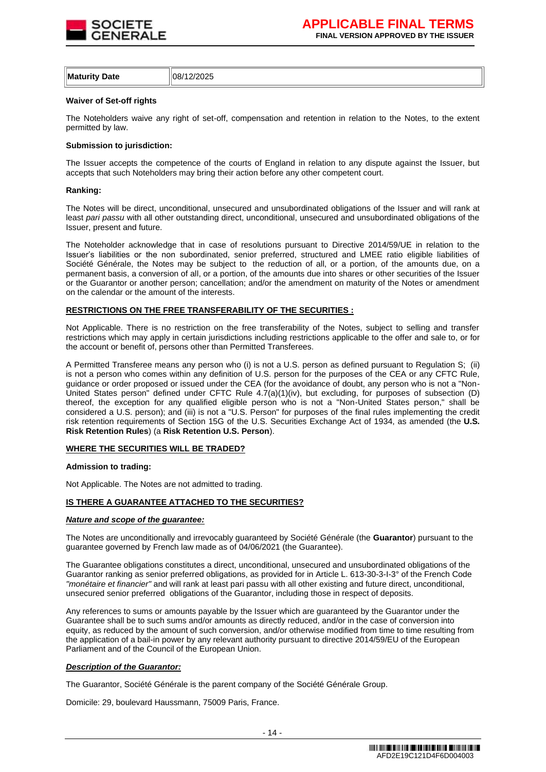| Maturity Date | 08/12/2025 |
|---|---|

**Waiver of Set-off rights**

The Noteholders waive any right of set-off, compensation and retention in relation to the Notes, to the extent permitted by law.

**Submission to jurisdiction:**

The Issuer accepts the competence of the courts of England in relation to any dispute against the Issuer, but accepts that such Noteholders may bring their action before any other competent court.

**Ranking:**

The Notes will be direct, unconditional, unsecured and unsubordinated obligations of the Issuer and will rank at least *pari passu* with all other outstanding direct, unconditional, unsecured and unsubordinated obligations of the Issuer, present and future.

The Noteholder acknowledge that in case of resolutions pursuant to Directive 2014/59/UE in relation to the Issuer's liabilities or the non subordinated, senior preferred, structured and LMEE ratio eligible liabilities of Société Générale, the Notes may be subject to the reduction of all, or a portion, of the amounts due, on a permanent basis, a conversion of all, or a portion, of the amounts due into shares or other securities of the Issuer or the Guarantor or another person; cancellation; and/or the amendment on maturity of the Notes or amendment on the calendar or the amount of the interests.

**RESTRICTIONS ON THE FREE TRANSFERABILITY OF THE SECURITIES :**

Not Applicable. There is no restriction on the free transferability of the Notes, subject to selling and transfer restrictions which may apply in certain jurisdictions including restrictions applicable to the offer and sale to, or for the account or benefit of, persons other than Permitted Transferees.

A Permitted Transferee means any person who (i) is not a U.S. person as defined pursuant to Regulation S; (ii) is not a person who comes within any definition of U.S. person for the purposes of the CEA or any CFTC Rule, guidance or order proposed or issued under the CEA (for the avoidance of doubt, any person who is not a "Non-United States person" defined under CFTC Rule 4.7(a)(1)(iv), but excluding, for purposes of subsection (D) thereof, the exception for any qualified eligible person who is not a "Non-United States person," shall be considered a U.S. person); and (iii) is not a "U.S. Person" for purposes of the final rules implementing the credit risk retention requirements of Section 15G of the U.S. Securities Exchange Act of 1934, as amended (the **U.S. Risk Retention Rules**) (a **Risk Retention U.S. Person**).

**WHERE THE SECURITIES WILL BE TRADED?**

**Admission to trading:**

Not Applicable. The Notes are not admitted to trading.

**IS THERE A GUARANTEE ATTACHED TO THE SECURITIES?**

***Nature and scope of the guarantee:***

The Notes are unconditionally and irrevocably guaranteed by Société Générale (the **Guarantor**) pursuant to the guarantee governed by French law made as of 04/06/2021 (the Guarantee).

The Guarantee obligations constitutes a direct, unconditional, unsecured and unsubordinated obligations of the Guarantor ranking as senior preferred obligations, as provided for in Article L. 613-30-3-I-3° of the French Code *"monétaire et financier"* and will rank at least pari passu with all other existing and future direct, unconditional, unsecured senior preferred obligations of the Guarantor, including those in respect of deposits.

Any references to sums or amounts payable by the Issuer which are guaranteed by the Guarantor under the Guarantee shall be to such sums and/or amounts as directly reduced, and/or in the case of conversion into equity, as reduced by the amount of such conversion, and/or otherwise modified from time to time resulting from the application of a bail-in power by any relevant authority pursuant to directive 2014/59/EU of the European Parliament and of the Council of the European Union.

***Description of the Guarantor:***

The Guarantor, Société Générale is the parent company of the Société Générale Group.

Domicile: 29, boulevard Haussmann, 75009 Paris, France.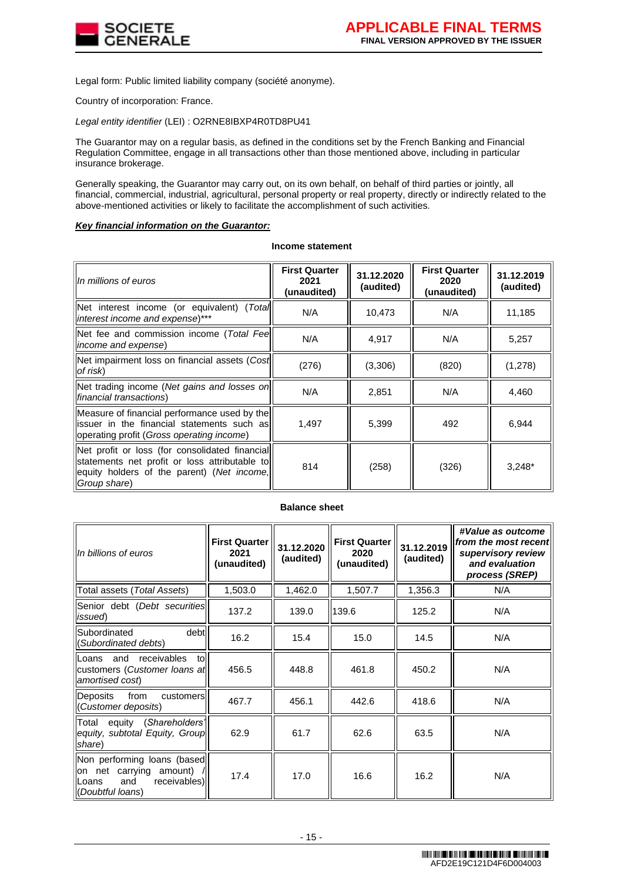Legal form: Public limited liability company (société anonyme).

Country of incorporation: France.

*Legal entity identifier* (LEI) : O2RNE8IBXP4R0TD8PU41

The Guarantor may on a regular basis, as defined in the conditions set by the French Banking and Financial Regulation Committee, engage in all transactions other than those mentioned above, including in particular insurance brokerage.

Generally speaking, the Guarantor may carry out, on its own behalf, on behalf of third parties or jointly, all financial, commercial, industrial, agricultural, personal property or real property, directly or indirectly related to the above-mentioned activities or likely to facilitate the accomplishment of such activities.

***Key financial information on the Guarantor:***

**Income statement**

| *In millions of euros* | **First Quarter 2021 (unaudited)** | **31.12.2020 (audited)** | **First Quarter 2020 (unaudited)** | **31.12.2019 (audited)** |
|---|---|---|---|---|
| Net interest income (or equivalent) (*Total interest income and expense*)*** | N/A | 10,473 | N/A | 11,185 |
| Net fee and commission income (*Total Fee income and expense*) | N/A | 4,917 | N/A | 5,257 |
| Net impairment loss on financial assets (*Cost of risk*) | (276) | (3,306) | (820) | (1,278) |
| Net trading income (*Net gains and losses on financial transactions*) | N/A | 2,851 | N/A | 4,460 |
| Measure of financial performance used by the issuer in the financial statements such as operating profit (*Gross operating income*) | 1,497 | 5,399 | 492 | 6,944 |
| Net profit or loss (for consolidated financial statements net profit or loss attributable to equity holders of the parent) (*Net income, Group share*) | 814 | (258) | (326) | 3,248* |

**Balance sheet**

| *In billions of euros* | **First Quarter 2021 (unaudited)** | **31.12.2020 (audited)** | **First Quarter 2020 (unaudited)** | **31.12.2019 (audited)** | ***#Value as outcome from the most recent supervisory review and evaluation process (SREP)*** |
|---|---|---|---|---|---|
| Total assets (*Total Assets*) | 1,503.0 | 1,462.0 | 1,507.7 | 1,356.3 | N/A |
| Senior debt (*Debt securities issued*) | 137.2 | 139.0 | 139.6 | 125.2 | N/A |
| Subordinated debt (*Subordinated debts*) | 16.2 | 15.4 | 15.0 | 14.5 | N/A |
| Loans and receivables to customers (*Customer loans at amortised cost*) | 456.5 | 448.8 | 461.8 | 450.2 | N/A |
| Deposits from customers (*Customer deposits*) | 467.7 | 456.1 | 442.6 | 418.6 | N/A |
| Total equity (*Shareholders' equity, subtotal Equity, Group share*) | 62.9 | 61.7 | 62.6 | 63.5 | N/A |
| Non performing loans (based on net carrying amount) / Loans and receivables) (*Doubtful loans*) | 17.4 | 17.0 | 16.6 | 16.2 | N/A |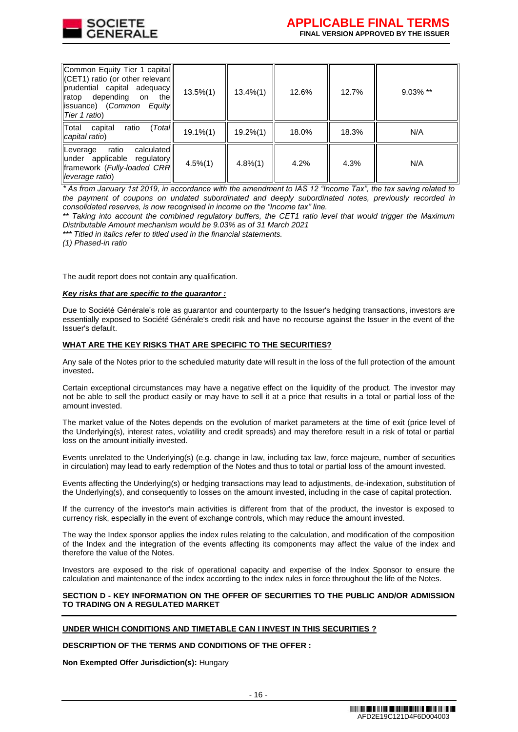| Common Equity Tier 1 capital (CET1) ratio (or other relevant prudential capital adequacy ratop depending on the issuance) (*Common Equity Tier 1 ratio*) | 13.5%(1) | 13.4%(1) | 12.6% | 12.7% | 9.03% ** |
|---|---|---|---|---|---|
| Total capital ratio (*Total capital ratio*) | 19.1%(1) | 19.2%(1) | 18.0% | 18.3% | N/A |
| Leverage ratio calculated under applicable regulatory framework (*Fully-loaded CRR leverage ratio*) | 4.5%(1) | 4.8%(1) | 4.2% | 4.3% | N/A |

*\* As from January 1st 2019, in accordance with the amendment to IAS 12 "Income Tax", the tax saving related to the payment of coupons on undated subordinated and deeply subordinated notes, previously recorded in consolidated reserves, is now recognised in income on the "Income tax" line.*

*\*\* Taking into account the combined regulatory buffers, the CET1 ratio level that would trigger the Maximum Distributable Amount mechanism would be 9.03% as of 31 March 2021*

*\*\*\* Titled in italics refer to titled used in the financial statements.*

*(1) Phased-in ratio*

The audit report does not contain any qualification.

***Key risks that are specific to the guarantor :***

Due to Société Générale's role as guarantor and counterparty to the Issuer's hedging transactions, investors are essentially exposed to Société Générale's credit risk and have no recourse against the Issuer in the event of the Issuer's default.

**WHAT ARE THE KEY RISKS THAT ARE SPECIFIC TO THE SECURITIES?**

Any sale of the Notes prior to the scheduled maturity date will result in the loss of the full protection of the amount invested**.**

Certain exceptional circumstances may have a negative effect on the liquidity of the product. The investor may not be able to sell the product easily or may have to sell it at a price that results in a total or partial loss of the amount invested.

The market value of the Notes depends on the evolution of market parameters at the time of exit (price level of the Underlying(s), interest rates, volatility and credit spreads) and may therefore result in a risk of total or partial loss on the amount initially invested.

Events unrelated to the Underlying(s) (e.g. change in law, including tax law, force majeure, number of securities in circulation) may lead to early redemption of the Notes and thus to total or partial loss of the amount invested.

Events affecting the Underlying(s) or hedging transactions may lead to adjustments, de-indexation, substitution of the Underlying(s), and consequently to losses on the amount invested, including in the case of capital protection.

If the currency of the investor's main activities is different from that of the product, the investor is exposed to currency risk, especially in the event of exchange controls, which may reduce the amount invested.

The way the Index sponsor applies the index rules relating to the calculation, and modification of the composition of the Index and the integration of the events affecting its components may affect the value of the index and therefore the value of the Notes.

Investors are exposed to the risk of operational capacity and expertise of the Index Sponsor to ensure the calculation and maintenance of the index according to the index rules in force throughout the life of the Notes.

**SECTION D - KEY INFORMATION ON THE OFFER OF SECURITIES TO THE PUBLIC AND/OR ADMISSION TO TRADING ON A REGULATED MARKET**

**UNDER WHICH CONDITIONS AND TIMETABLE CAN I INVEST IN THIS SECURITIES ?**

**DESCRIPTION OF THE TERMS AND CONDITIONS OF THE OFFER :**

**Non Exempted Offer Jurisdiction(s):** Hungary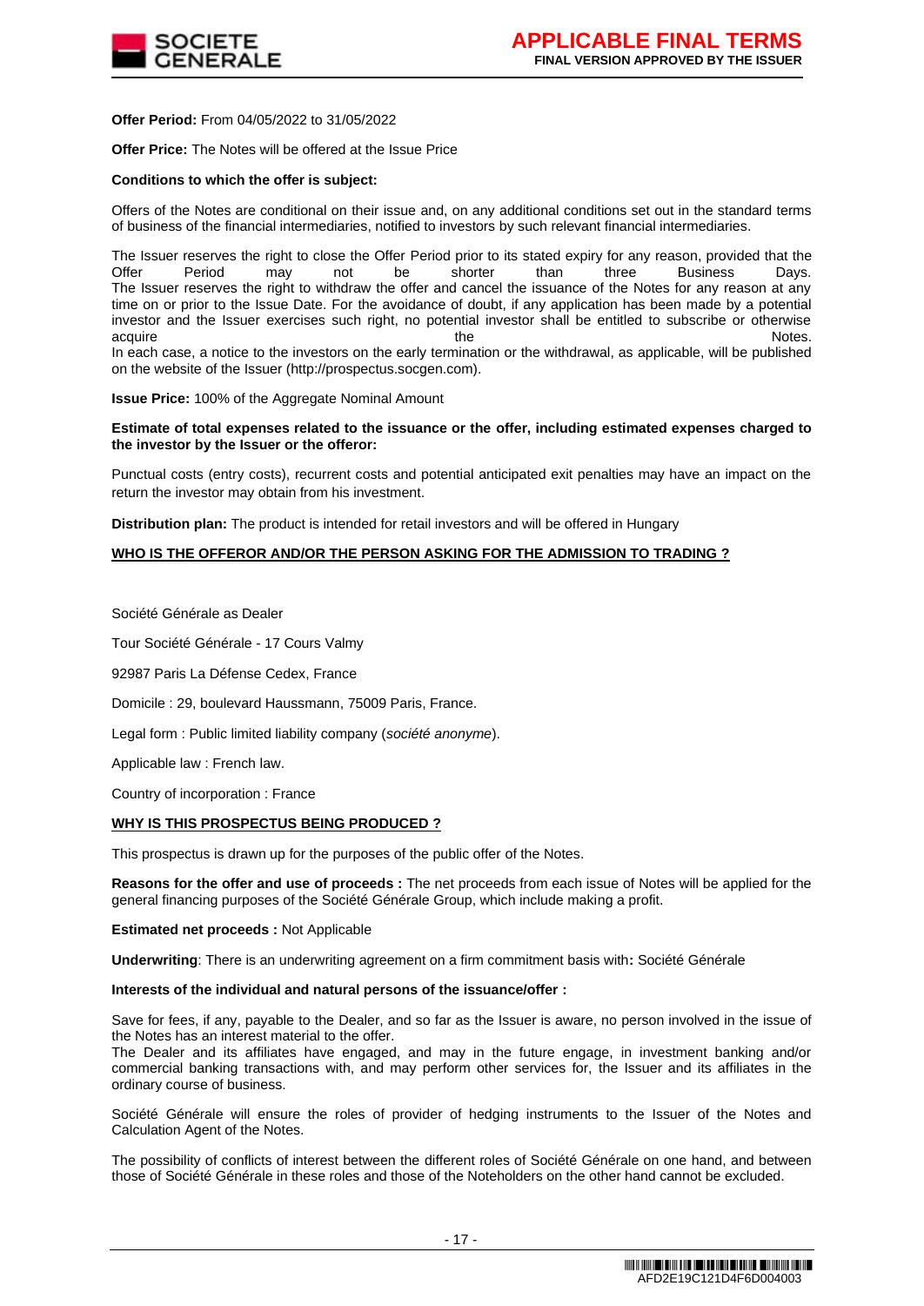**Offer Period:** From 04/05/2022 to 31/05/2022

**Offer Price:** The Notes will be offered at the Issue Price

**Conditions to which the offer is subject:**

Offers of the Notes are conditional on their issue and, on any additional conditions set out in the standard terms of business of the financial intermediaries, notified to investors by such relevant financial intermediaries.

The Issuer reserves the right to close the Offer Period prior to its stated expiry for any reason, provided that the Offer Period may not be shorter than three Business Days. The Issuer reserves the right to withdraw the offer and cancel the issuance of the Notes for any reason at any time on or prior to the Issue Date. For the avoidance of doubt, if any application has been made by a potential investor and the Issuer exercises such right, no potential investor shall be entitled to subscribe or otherwise acquire the Notes. In each case, a notice to the investors on the early termination or the withdrawal, as applicable, will be published on the website of the Issuer (http://prospectus.socgen.com).

**Issue Price:** 100% of the Aggregate Nominal Amount

**Estimate of total expenses related to the issuance or the offer, including estimated expenses charged to the investor by the Issuer or the offeror:**

Punctual costs (entry costs), recurrent costs and potential anticipated exit penalties may have an impact on the return the investor may obtain from his investment.

**Distribution plan:** The product is intended for retail investors and will be offered in Hungary

**WHO IS THE OFFEROR AND/OR THE PERSON ASKING FOR THE ADMISSION TO TRADING ?**

Société Générale as Dealer

Tour Société Générale - 17 Cours Valmy

92987 Paris La Défense Cedex, France

Domicile : 29, boulevard Haussmann, 75009 Paris, France.

Legal form : Public limited liability company (*société anonyme*).

Applicable law : French law.

Country of incorporation : France

**WHY IS THIS PROSPECTUS BEING PRODUCED ?**

This prospectus is drawn up for the purposes of the public offer of the Notes.

**Reasons for the offer and use of proceeds :** The net proceeds from each issue of Notes will be applied for the general financing purposes of the Société Générale Group, which include making a profit.

**Estimated net proceeds :** Not Applicable

**Underwriting**: There is an underwriting agreement on a firm commitment basis with**:** Société Générale

**Interests of the individual and natural persons of the issuance/offer :**

Save for fees, if any, payable to the Dealer, and so far as the Issuer is aware, no person involved in the issue of the Notes has an interest material to the offer.
The Dealer and its affiliates have engaged, and may in the future engage, in investment banking and/or commercial banking transactions with, and may perform other services for, the Issuer and its affiliates in the ordinary course of business.

Société Générale will ensure the roles of provider of hedging instruments to the Issuer of the Notes and Calculation Agent of the Notes.

The possibility of conflicts of interest between the different roles of Société Générale on one hand, and between those of Société Générale in these roles and those of the Noteholders on the other hand cannot be excluded.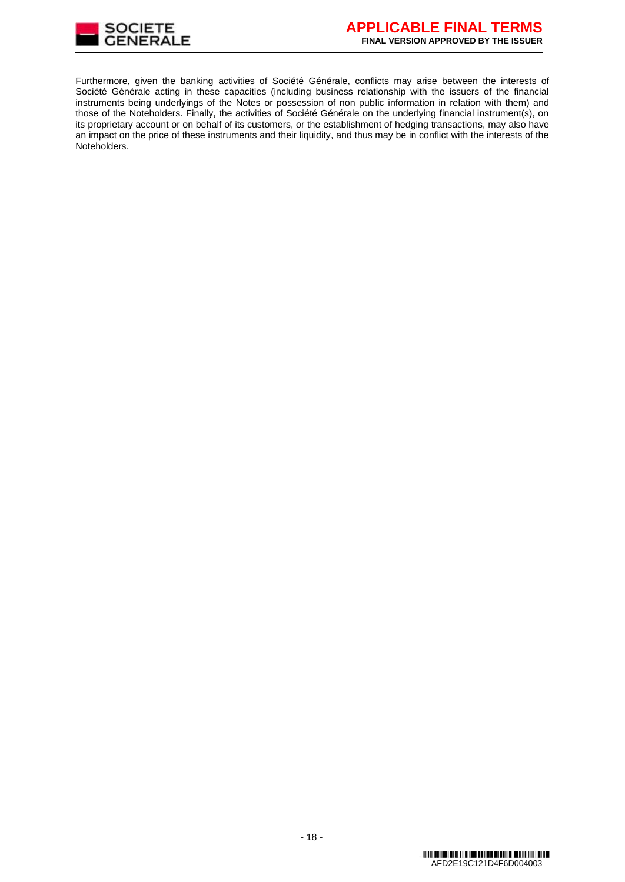Furthermore, given the banking activities of Société Générale, conflicts may arise between the interests of Société Générale acting in these capacities (including business relationship with the issuers of the financial instruments being underlyings of the Notes or possession of non public information in relation with them) and those of the Noteholders. Finally, the activities of Société Générale on the underlying financial instrument(s), on its proprietary account or on behalf of its customers, or the establishment of hedging transactions, may also have an impact on the price of these instruments and their liquidity, and thus may be in conflict with the interests of the Noteholders.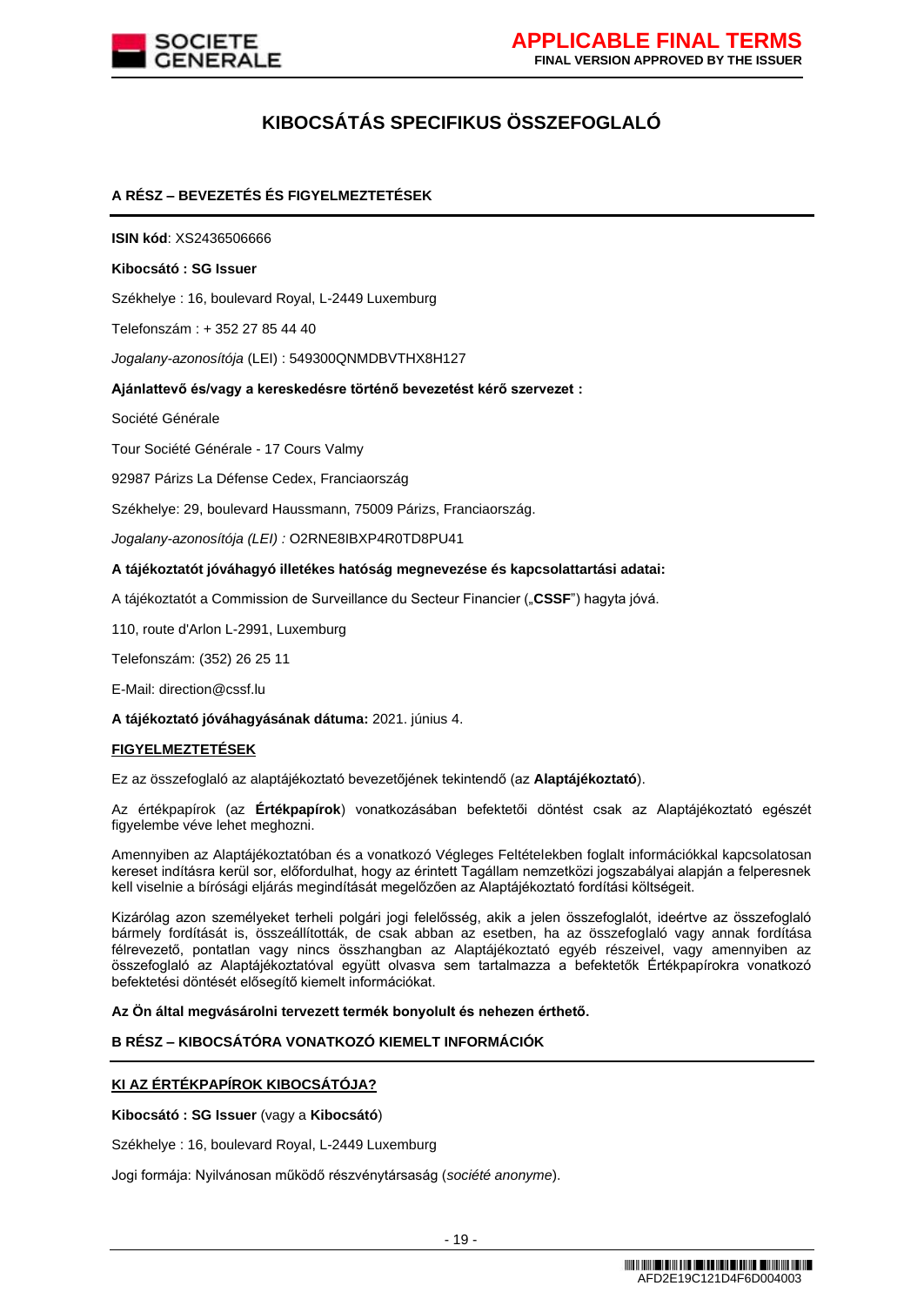# KIBOCSÁTÁS SPECIFIKUS ÖSSZEFOGLALÓ

## A RÉSZ – BEVEZETÉS ÉS FIGYELMEZTETÉSEK

**ISIN kód**: XS2436506666

**Kibocsátó : SG Issuer**

Székhelye : 16, boulevard Royal, L-2449 Luxemburg

Telefonszám : + 352 27 85 44 40

*Jogalany-azonosítója* (LEI) : 549300QNMDBVTHX8H127

**Ajánlattevő és/vagy a kereskedésre történő bevezetést kérő szervezet :**

Société Générale

Tour Société Générale - 17 Cours Valmy

92987 Párizs La Défense Cedex, Franciaország

Székhelye: 29, boulevard Haussmann, 75009 Párizs, Franciaország.

*Jogalany-azonosítója (LEI) :* O2RNE8IBXP4R0TD8PU41

**A tájékoztatót jóváhagyó illetékes hatóság megnevezése és kapcsolattartási adatai:**

A tájékoztatót a Commission de Surveillance du Secteur Financier („**CSSF**") hagyta jóvá.

110, route d'Arlon L-2991, Luxemburg

Telefonszám: (352) 26 25 11

E-Mail: direction@cssf.lu

**A tájékoztató jóváhagyásának dátuma:** 2021. június 4.

**FIGYELMEZTETÉSEK**

Ez az összefoglaló az alaptájékoztató bevezetőjének tekintendő (az **Alaptájékoztató**).

Az értékpapírok (az **Értékpapírok**) vonatkozásában befektetői döntést csak az Alaptájékoztató egészét figyelembe véve lehet meghozni.

Amennyiben az Alaptájékoztatóban és a vonatkozó Végleges Feltételekben foglalt információkkal kapcsolatosan kereset indításra kerül sor, előfordulhat, hogy az érintett Tagállam nemzetközi jogszabályai alapján a felperesnek kell viselnie a bírósági eljárás megindítását megelőzően az Alaptájékoztató fordítási költségeit.

Kizárólag azon személyeket terheli polgári jogi felelősség, akik a jelen összefoglalót, ideértve az összefoglaló bármely fordítását is, összeállították, de csak abban az esetben, ha az összefoglaló vagy annak fordítása félrevezető, pontatlan vagy nincs összhangban az Alaptájékoztató egyéb részeivel, vagy amennyiben az összefoglaló az Alaptájékoztatóval együtt olvasva sem tartalmazza a befektetők Értékpapírokra vonatkozó befektetési döntését elősegítő kiemelt információkat.

**Az Ön által megvásárolni tervezett termék bonyolult és nehezen érthető.**

## B RÉSZ – KIBOCSÁTÓRA VONATKOZÓ KIEMELT INFORMÁCIÓK

**KI AZ ÉRTÉKPAPÍROK KIBOCSÁTÓJA?**

**Kibocsátó : SG Issuer** (vagy a **Kibocsátó**)

Székhelye : 16, boulevard Royal, L-2449 Luxemburg

Jogi formája: Nyilvánosan működő részvénytársaság (*société anonyme*).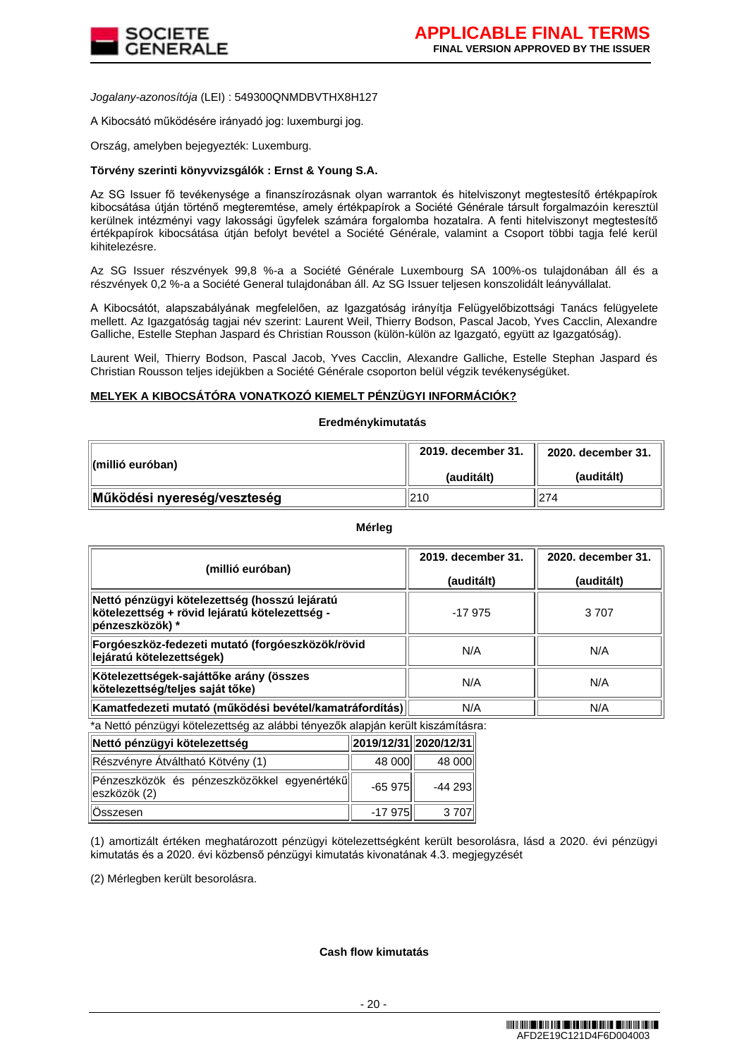*Jogalany-azonosítója* (LEI) : 549300QNMDBVTHX8H127

A Kibocsátó működésére irányadó jog: luxemburgi jog.

Ország, amelyben bejegyezték: Luxemburg.

**Törvény szerinti könyvvizsgálók : Ernst & Young S.A.**

Az SG Issuer fő tevékenysége a finanszírozásnak olyan warrantok és hitelviszonyt megtestesítő értékpapírok kibocsátása útján történő megteremtése, amely értékpapírok a Société Générale társult forgalmazóin keresztül kerülnek intézményi vagy lakossági ügyfelek számára forgalomba hozatalra. A fenti hitelviszonyt megtestesítő értékpapírok kibocsátása útján befolyt bevétel a Société Générale, valamint a Csoport többi tagja felé kerül kihitelezésre.

Az SG Issuer részvények 99,8 %-a a Société Générale Luxembourg SA 100%-os tulajdonában áll és a részvények 0,2 %-a a Société General tulajdonában áll. Az SG Issuer teljesen konszolidált leányvállalat.

A Kibocsátót, alapszabályának megfelelően, az Igazgatóság irányítja Felügyelőbizottsági Tanács felügyelete mellett. Az Igazgatóság tagjai név szerint: Laurent Weil, Thierry Bodson, Pascal Jacob, Yves Cacclin, Alexandre Galliche, Estelle Stephan Jaspard és Christian Rousson (külön-külön az Igazgató, együtt az Igazgatóság).

Laurent Weil, Thierry Bodson, Pascal Jacob, Yves Cacclin, Alexandre Galliche, Estelle Stephan Jaspard és Christian Rousson teljes idejükben a Société Générale csoporton belül végzik tevékenységüket.

**MELYEK A KIBOCSÁTÓRA VONATKOZÓ KIEMELT PÉNZÜGYI INFORMÁCIÓK?**

**Eredménykimutatás**

| (millió euróban) | 2019. december 31. (auditált) | 2020. december 31. (auditált) |
|---|---|---|
| **Működési nyereség/veszteség** | 210 | 274 |

**Mérleg**

| (millió euróban) | 2019. december 31. (auditált) | 2020. december 31. (auditált) |
|---|---|---|
| **Nettó pénzügyi kötelezettség (hosszú lejáratú kötelezettség + rövid lejáratú kötelezettség - pénzeszközök) \*** | -17 975 | 3 707 |
| **Forgóeszköz-fedezeti mutató (forgóeszközök/rövid lejáratú kötelezettségek)** | N/A | N/A |
| **Kötelezettségek-sajáttőke arány (összes kötelezettség/teljes saját tőke)** | N/A | N/A |
| **Kamatfedezeti mutató (működési bevétel/kamatráfordítás)** | N/A | N/A |

*a Nettó pénzügyi kötelezettség az alábbi tényezők alapján került kiszámításra:

| **Nettó pénzügyi kötelezettség** | **2019/12/31** | **2020/12/31** |
|---|---|---|
| Részvényre Átváltható Kötvény (1) | 48 000 | 48 000 |
| Pénzeszközök és pénzeszközökkel egyenértékű eszközök (2) | -65 975 | -44 293 |
| Összesen | -17 975 | 3 707 |

(1) amortizált értéken meghatározott pénzügyi kötelezettségként került besorolásra, lásd a 2020. évi pénzügyi kimutatás és a 2020. évi közbenső pénzügyi kimutatás kivonatának 4.3. megjegyzését

(2) Mérlegben került besorolásra.

**Cash flow kimutatás**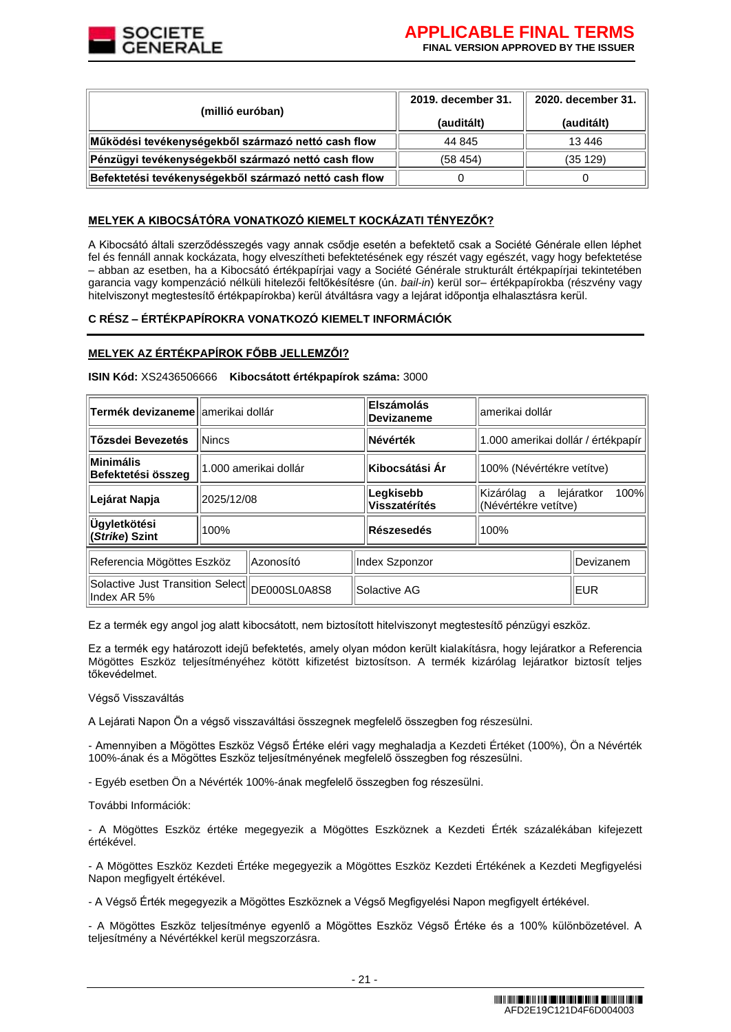| (millió euróban) | 2019. december 31. (auditált) | 2020. december 31. (auditált) |
| --- | --- | --- |
| **Működési tevékenységekből származó nettó cash flow** | 44 845 | 13 446 |
| **Pénzügyi tevékenységekből származó nettó cash flow** | (58 454) | (35 129) |
| **Befektetési tevékenységekből származó nettó cash flow** | 0 | 0 |

**MELYEK A KIBOCSÁTÓRA VONATKOZÓ KIEMELT KOCKÁZATI TÉNYEZŐK?**

A Kibocsátó általi szerződésszegés vagy annak csődje esetén a befektető csak a Société Générale ellen léphet fel és fennáll annak kockázata, hogy elveszítheti befektetésének egy részét vagy egészét, vagy hogy befektetése – abban az esetben, ha a Kibocsátó értékpapírjai vagy a Société Générale strukturált értékpapírjai tekintetében garancia vagy kompenzáció nélküli hitelezői feltőkésítésre (ún. *bail-in*) kerül sor– értékpapírokba (részvény vagy hitelviszonyt megtestesítő értékpapírokba) kerül átváltásra vagy a lejárat időpontja elhalasztásra kerül.

## C RÉSZ – ÉRTÉKPAPÍROKRA VONATKOZÓ KIEMELT INFORMÁCIÓK

**MELYEK AZ ÉRTÉKPAPÍROK FŐBB JELLEMZŐI?**

**ISIN Kód:** XS2436506666 **Kibocsátott értékpapírok száma:** 3000

| **Termék devizaneme** | amerikai dollár | **Elszámolás Devizaneme** | amerikai dollár |
| --- | --- | --- | --- |
| **Tőzsdei Bevezetés** | Nincs | **Névérték** | 1.000 amerikai dollár / értékpapír |
| **Minimális Befektetési összeg** | 1.000 amerikai dollár | **Kibocsátási Ár** | 100% (Névértékre vetítve) |
| **Lejárat Napja** | 2025/12/08 | **Legkisebb Visszatérítés** | Kizárólag a lejáratkor 100% (Névértékre vetítve) |
| **Ügyletkötési (*Strike*) Szint** | 100% | **Részesedés** | 100% |

| Referencia Mögöttes Eszköz | Azonosító | Index Szponzor | Devizanem |
| --- | --- | --- | --- |
| Solactive Just Transition Select Index AR 5% | DE000SL0A8S8 | Solactive AG | EUR |

Ez a termék egy angol jog alatt kibocsátott, nem biztosított hitelviszonyt megtestesítő pénzügyi eszköz.

Ez a termék egy határozott idejű befektetés, amely olyan módon került kialakításra, hogy lejáratkor a Referencia Mögöttes Eszköz teljesítményéhez kötött kifizetést biztosítson. A termék kizárólag lejáratkor biztosít teljes tőkevédelmet.

Végső Visszaváltás

A Lejárati Napon Ön a végső visszaváltási összegnek megfelelő összegben fog részesülni.

- Amennyiben a Mögöttes Eszköz Végső Értéke eléri vagy meghaladja a Kezdeti Értéket (100%), Ön a Névérték 100%-ának és a Mögöttes Eszköz teljesítményének megfelelő összegben fog részesülni.

- Egyéb esetben Ön a Névérték 100%-ának megfelelő összegben fog részesülni.

További Információk:

- A Mögöttes Eszköz értéke megegyezik a Mögöttes Eszköznek a Kezdeti Érték százalékában kifejezett értékével.

- A Mögöttes Eszköz Kezdeti Értéke megegyezik a Mögöttes Eszköz Kezdeti Értékének a Kezdeti Megfigyelési Napon megfigyelt értékével.

- A Végső Érték megegyezik a Mögöttes Eszköznek a Végső Megfigyelési Napon megfigyelt értékével.

- A Mögöttes Eszköz teljesítménye egyenlő a Mögöttes Eszköz Végső Értéke és a 100% különbözetével. A teljesítmény a Névértékkel kerül megszorzásra.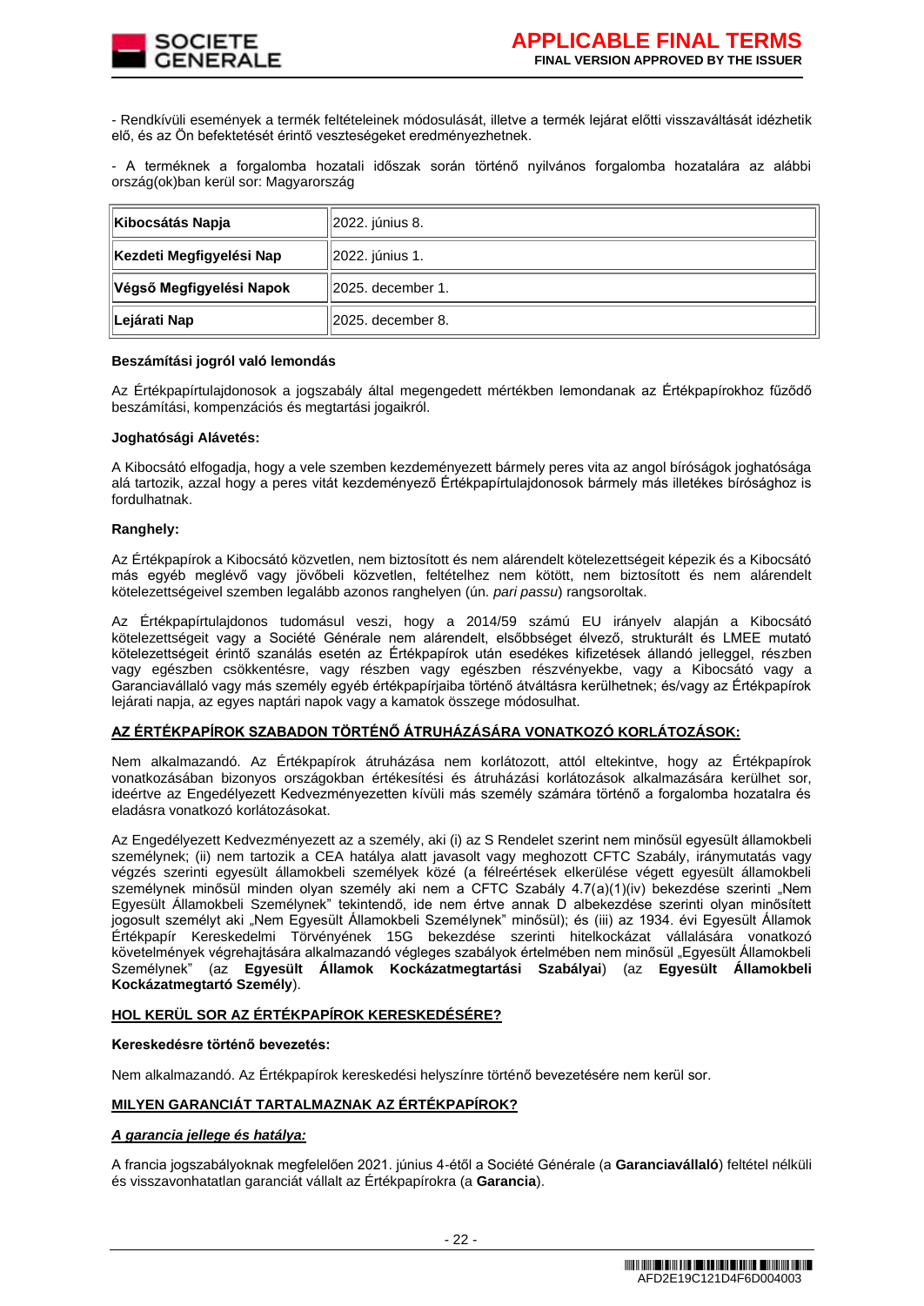- Rendkívüli események a termék feltételeinek módosulását, illetve a termék lejárat előtti visszaváltását idézhetik elő, és az Ön befektetését érintő veszteségeket eredményezhetnek.

- A terméknek a forgalomba hozatali időszak során történő nyilvános forgalomba hozatalára az alábbi ország(ok)ban kerül sor: Magyarország

| | |
|---|---|
| **Kibocsátás Napja** | 2022. június 8. |
| **Kezdeti Megfigyelési Nap** | 2022. június 1. |
| **Végső Megfigyelési Napok** | 2025. december 1. |
| **Lejárati Nap** | 2025. december 8. |

**Beszámítási jogról való lemondás**

Az Értékpapírtulajdonosok a jogszabály által megengedett mértékben lemondanak az Értékpapírokhoz fűződő beszámítási, kompenzációs és megtartási jogaikról.

**Joghatósági Alávetés:**

A Kibocsátó elfogadja, hogy a vele szemben kezdeményezett bármely peres vita az angol bíróságok joghatósága alá tartozik, azzal hogy a peres vitát kezdeményező Értékpapírtulajdonosok bármely más illetékes bírósághoz is fordulhatnak.

**Ranghely:**

Az Értékpapírok a Kibocsátó közvetlen, nem biztosított és nem alárendelt kötelezettségeit képezik és a Kibocsátó más egyéb meglévő vagy jövőbeli közvetlen, feltételhez nem kötött, nem biztosított és nem alárendelt kötelezettségeivel szemben legalább azonos ranghelyen (ún. *pari passu*) rangsoroltak.

Az Értékpapírtulajdonos tudomásul veszi, hogy a 2014/59 számú EU irányelv alapján a Kibocsátó kötelezettségeit vagy a Société Générale nem alárendelt, elsőbbséget élvező, strukturált és LMEE mutató kötelezettségeit érintő szanálás esetén az Értékpapírok után esedékes kifizetések állandó jelleggel, részben vagy egészben csökkentésre, vagy részben vagy egészben részvényekbe, vagy a Kibocsátó vagy a Garanciavállaló vagy más személy egyéb értékpapírjaiba történő átváltásra kerülhetnek; és/vagy az Értékpapírok lejárati napja, az egyes naptári napok vagy a kamatok összege módosulhat.

**AZ ÉRTÉKPAPÍROK SZABADON TÖRTÉNŐ ÁTRUHÁZÁSÁRA VONATKOZÓ KORLÁTOZÁSOK:**

Nem alkalmazandó. Az Értékpapírok átruházása nem korlátozott, attól eltekintve, hogy az Értékpapírok vonatkozásában bizonyos országokban értékesítési és átruházási korlátozások alkalmazására kerülhet sor, ideértve az Engedélyezett Kedvezményezetten kívüli más személy számára történő a forgalomba hozatalra és eladásra vonatkozó korlátozásokat.

Az Engedélyezett Kedvezményezett az a személy, aki (i) az S Rendelet szerint nem minősül egyesült államokbeli személynek; (ii) nem tartozik a CEA hatálya alatt javasolt vagy meghozott CFTC Szabály, iránymutatás vagy végzés szerinti egyesült államokbeli személyek közé (a félreértések elkerülése végett egyesült államokbeli személynek minősül minden olyan személy aki nem a CFTC Szabály 4.7(a)(1)(iv) bekezdése szerinti „Nem Egyesült Államokbeli Személynek" tekintendő, ide nem értve annak D albekezdése szerinti olyan minősített jogosult személyt aki „Nem Egyesült Államokbeli Személynek" minősül); és (iii) az 1934. évi Egyesült Államok Értékpapír Kereskedelmi Törvényének 15G bekezdése szerinti hitelkockázat vállalására vonatkozó követelmények végrehajtására alkalmazandó végleges szabályok értelmében nem minősül „Egyesült Államokbeli Személynek" (az **Egyesült Államok Kockázatmegtartási Szabályai**) (az **Egyesült Államokbeli Kockázatmegtartó Személy**).

**HOL KERÜL SOR AZ ÉRTÉKPAPÍROK KERESKEDÉSÉRE?**

**Kereskedésre történő bevezetés:**

Nem alkalmazandó. Az Értékpapírok kereskedési helyszínre történő bevezetésére nem kerül sor.

**MILYEN GARANCIÁT TARTALMAZNAK AZ ÉRTÉKPAPÍROK?**

***A garancia jellege és hatálya:***

A francia jogszabályoknak megfelelően 2021. június 4-étől a Société Générale (a **Garanciavállaló**) feltétel nélküli és visszavonhatatlan garanciát vállalt az Értékpapírokra (a **Garancia**).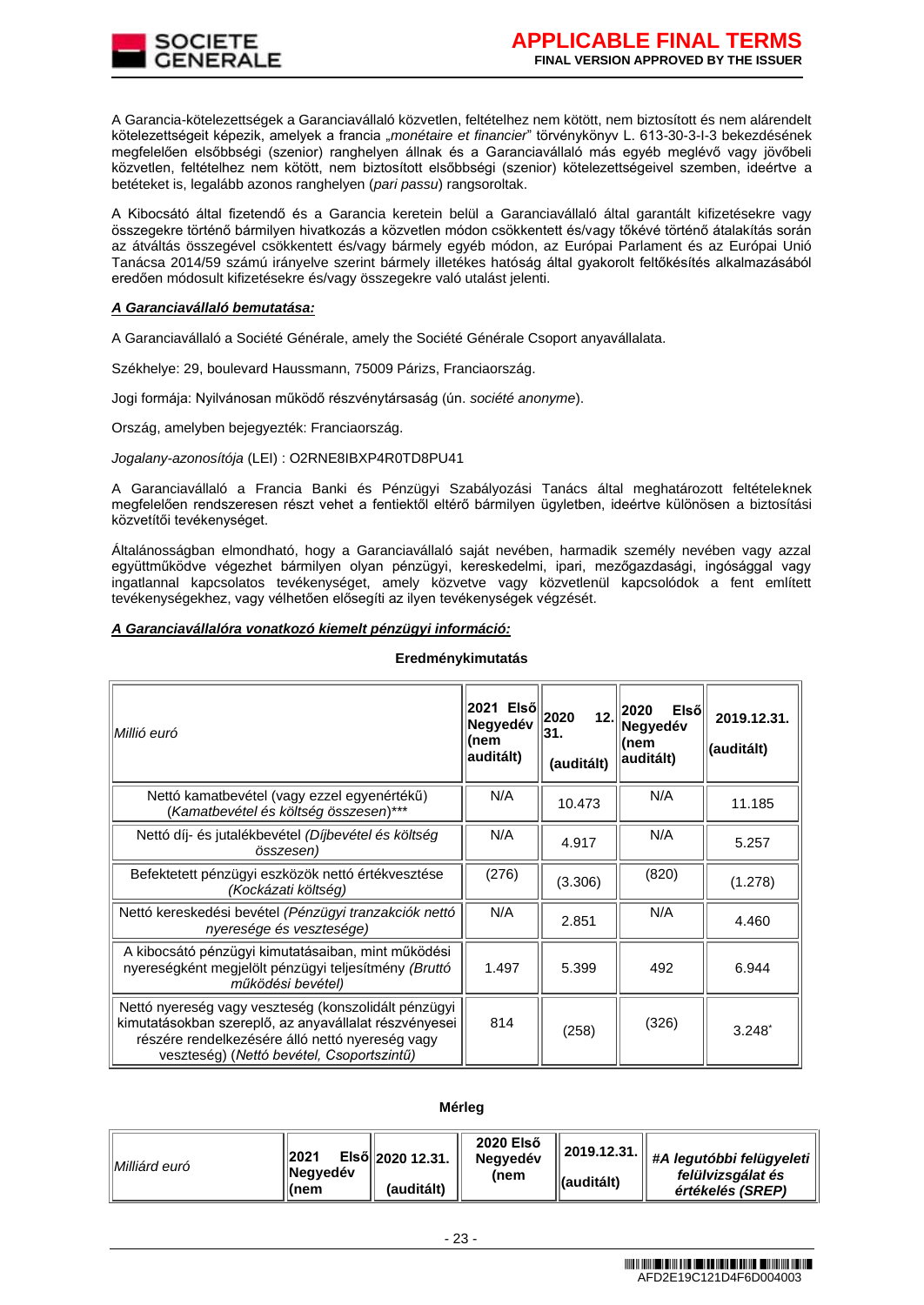A Garancia-kötelezettségek a Garanciavállaló közvetlen, feltételhez nem kötött, nem biztosított és nem alárendelt kötelezettségeit képezik, amelyek a francia „*monétaire et financier*" törvénykönyv L. 613-30-3-I-3 bekezdésének megfelelően elsőbbségi (szenior) ranghelyen állnak és a Garanciavállaló más egyéb meglévő vagy jövőbeli közvetlen, feltételhez nem kötött, nem biztosított elsőbbségi (szenior) kötelezettségeivel szemben, ideértve a betéteket is, legalább azonos ranghelyen (*pari passu*) rangsoroltak.

A Kibocsátó által fizetendő és a Garancia keretein belül a Garanciavállaló által garantált kifizetésekre vagy összegekre történő bármilyen hivatkozás a közvetlen módon csökkentett és/vagy tőkévé történő átalakítás során az átváltás összegével csökkentett és/vagy bármely egyéb módon, az Európai Parlament és az Európai Unió Tanácsa 2014/59 számú irányelve szerint bármely illetékes hatóság által gyakorolt feltőkésítés alkalmazásából eredően módosult kifizetésekre és/vagy összegekre való utalást jelenti.

***A Garanciavállaló bemutatása:***

A Garanciavállaló a Société Générale, amely the Société Générale Csoport anyavállalata.

Székhelye: 29, boulevard Haussmann, 75009 Párizs, Franciaország.

Jogi formája: Nyilvánosan működő részvénytársaság (ún. *société anonyme*).

Ország, amelyben bejegyezték: Franciaország.

*Jogalany-azonosítója* (LEI) : O2RNE8IBXP4R0TD8PU41

A Garanciavállaló a Francia Banki és Pénzügyi Szabályozási Tanács által meghatározott feltételeknek megfelelően rendszeresen részt vehet a fentiektől eltérő bármilyen ügyletben, ideértve különösen a biztosítási közvetítői tevékenységet.

Általánosságban elmondható, hogy a Garanciavállaló saját nevében, harmadik személy nevében vagy azzal együttműködve végezhet bármilyen olyan pénzügyi, kereskedelmi, ipari, mezőgazdasági, ingósággal vagy ingatlannal kapcsolatos tevékenységet, amely közvetve vagy közvetlenül kapcsolódók a fent említett tevékenységekhez, vagy vélhetően elősegíti az ilyen tevékenységek végzését.

***A Garanciavállalóra vonatkozó kiemelt pénzügyi információ:***

**Eredménykimutatás**

| *Millió euró* | **2021 Első Negyedév (nem auditált)** | **2020 12. 31. (auditált)** | **2020 Első Negyedév (nem auditált)** | **2019.12.31. (auditált)** |
|---|---|---|---|---|
| Nettó kamatbevétel (vagy ezzel egyenértékű) (*Kamatbevétel és költség összesen*)*** | N/A | 10.473 | N/A | 11.185 |
| Nettó díj- és jutalékbevétel *(Díjbevétel és költség összesen)* | N/A | 4.917 | N/A | 5.257 |
| Befektetett pénzügyi eszközök nettó értékvesztése *(Kockázati költség)* | (276) | (3.306) | (820) | (1.278) |
| Nettó kereskedési bevétel *(Pénzügyi tranzakciók nettó nyeresége és vesztesége)* | N/A | 2.851 | N/A | 4.460 |
| A kibocsátó pénzügyi kimutatásaiban, mint működési nyereségként megjelölt pénzügyi teljesítmény *(Bruttó működési bevétel)* | 1.497 | 5.399 | 492 | 6.944 |
| Nettó nyereség vagy veszteség (konszolidált pénzügyi kimutatásokban szereplő, az anyavállalat részvényesei részére rendelkezésére álló nettó nyereség vagy veszteség) *(Nettó bevétel, Csoportszintű)* | 814 | (258) | (326) | 3.248* |

**Mérleg**

| *Milliárd euró* | **2021 Első Negyedév (nem** | **2020 12.31. (auditált)** | **2020 Első Negyedév (nem** | **2019.12.31. (auditált)** | ***#A legutóbbi felügyeleti felülvizsgálat és értékelés (SREP)*** |
|---|---|---|---|---|---|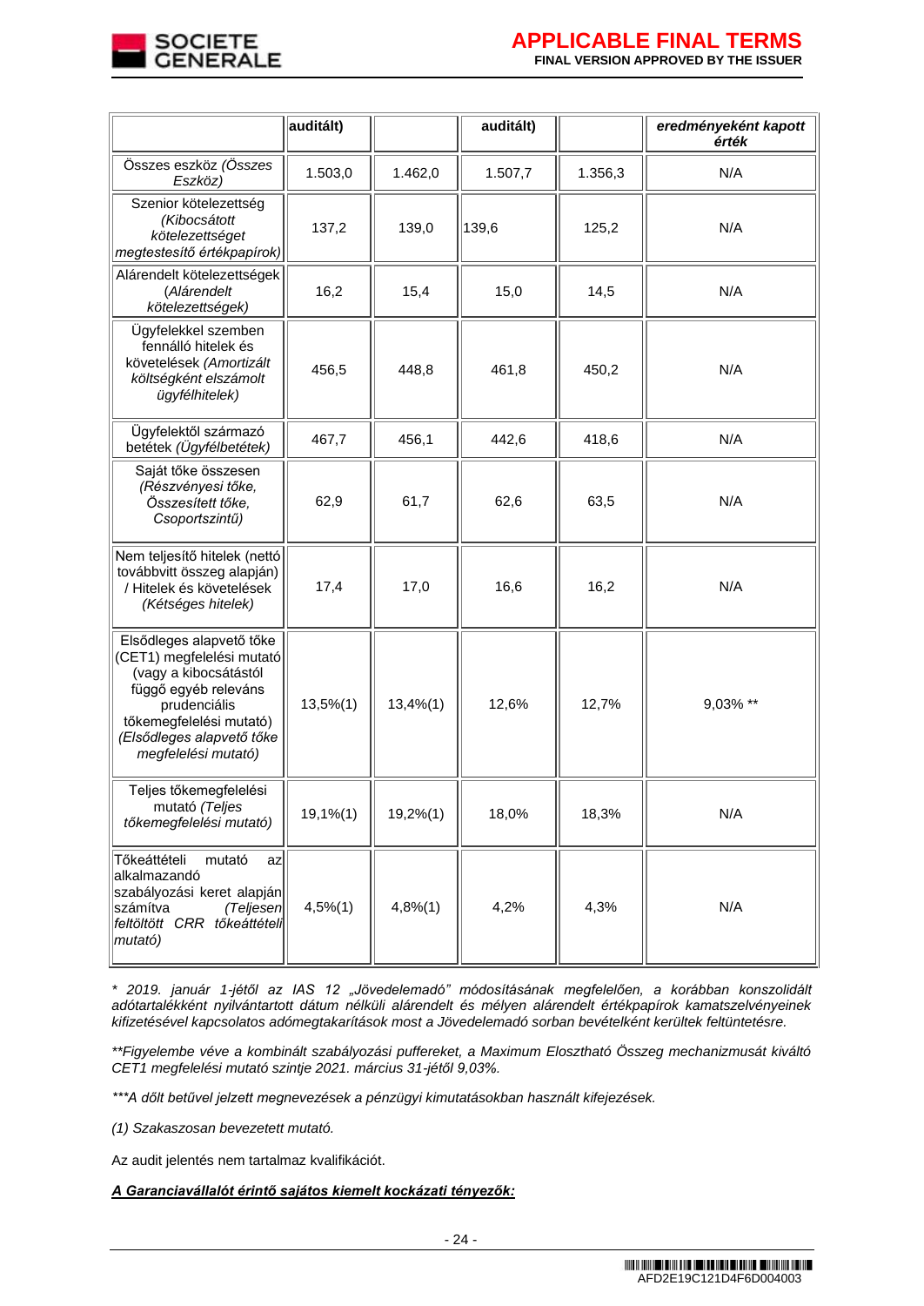| | auditált) | | auditált) | | *eredményeként kapott érték* |
|---|---|---|---|---|---|
| Összes eszköz *(Összes Eszköz)* | 1.503,0 | 1.462,0 | 1.507,7 | 1.356,3 | N/A |
| Szenior kötelezettség *(Kibocsátott kötelezettséget megtestesítő értékpapírok)* | 137,2 | 139,0 | 139,6 | 125,2 | N/A |
| Alárendelt kötelezettségek *(Alárendelt kötelezettségek)* | 16,2 | 15,4 | 15,0 | 14,5 | N/A |
| Ügyfelekkel szemben fennálló hitelek és követelések *(Amortizált költségként elszámolt ügyfélhitelek)* | 456,5 | 448,8 | 461,8 | 450,2 | N/A |
| Ügyfelektől származó betétek *(Ügyfélbetétek)* | 467,7 | 456,1 | 442,6 | 418,6 | N/A |
| Saját tőke összesen *(Részvényesi tőke, Összesített tőke, Csoportszintű)* | 62,9 | 61,7 | 62,6 | 63,5 | N/A |
| Nem teljesítő hitelek (nettó továbbvitt összeg alapján) / Hitelek és követelések *(Kétséges hitelek)* | 17,4 | 17,0 | 16,6 | 16,2 | N/A |
| Elsődleges alapvető tőke (CET1) megfelelési mutató (vagy a kibocsátástól függő egyéb releváns prudenciális tőkemegfelelési mutató) *(Elsődleges alapvető tőke megfelelési mutató)* | 13,5%(1) | 13,4%(1) | 12,6% | 12,7% | 9,03% ** |
| Teljes tőkemegfelelési mutató *(Teljes tőkemegfelelési mutató)* | 19,1%(1) | 19,2%(1) | 18,0% | 18,3% | N/A |
| Tőkeáttételi mutató az alkalmazandó szabályozási keret alapján számítva *(Teljesen feltöltött CRR tőkeáttételi mutató)* | 4,5%(1) | 4,8%(1) | 4,2% | 4,3% | N/A |

*\* 2019. január 1-jétől az IAS 12 „Jövedelemadó" módosításának megfelelően, a korábban konszolidált adótartalékként nyilvántartott dátum nélküli alárendelt és mélyen alárendelt értékpapírok kamatszelvényeinek kifizetésével kapcsolatos adómegtakarítások most a Jövedelemadó sorban bevételként kerültek feltüntetésre.*

*\*\*Figyelembe véve a kombinált szabályozási puffereket, a Maximum Elosztható Összeg mechanizmusát kiváltó CET1 megfelelési mutató szintje 2021. március 31-jétől 9,03%.*

*\*\*\*A dőlt betűvel jelzett megnevezések a pénzügyi kimutatásokban használt kifejezések.*

*(1) Szakaszosan bevezetett mutató.*

Az audit jelentés nem tartalmaz kvalifikációt.

***A Garanciavállalót érintő sajátos kiemelt kockázati tényezők:***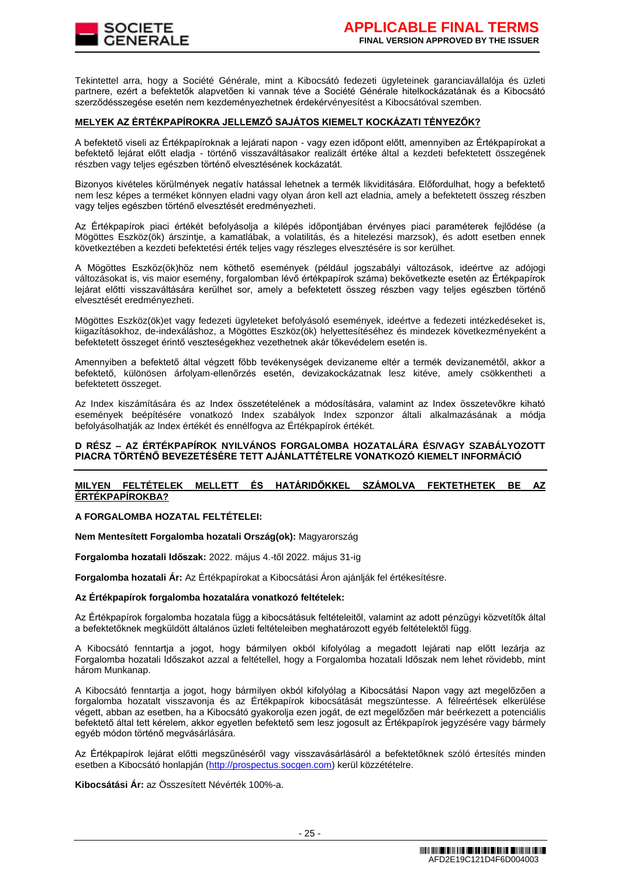Tekintettel arra, hogy a Société Générale, mint a Kibocsátó fedezeti ügyleteinek garanciavállalója és üzleti partnere, ezért a befektetők alapvetően ki vannak téve a Société Générale hitelkockázatának és a Kibocsátó szerződésszegése esetén nem kezdeményezhetnek érdekérvényesítést a Kibocsátóval szemben.

**MELYEK AZ ÉRTÉKPAPÍROKRA JELLEMZŐ SAJÁTOS KIEMELT KOCKÁZATI TÉNYEZŐK?**

A befektető viseli az Értékpapíroknak a lejárati napon - vagy ezen időpont előtt, amennyiben az Értékpapírokat a befektető lejárat előtt eladja - történő visszaváltásakor realizált értéke által a kezdeti befektetett összegének részben vagy teljes egészben történő elvesztésének kockázatát.

Bizonyos kivételes körülmények negatív hatással lehetnek a termék likviditására. Előfordulhat, hogy a befektető nem lesz képes a terméket könnyen eladni vagy olyan áron kell azt eladnia, amely a befektetett összeg részben vagy teljes egészben történő elvesztését eredményezheti.

Az Értékpapírok piaci értékét befolyásolja a kilépés időpontjában érvényes piaci paraméterek fejlődése (a Mögöttes Eszköz(ök) árszintje, a kamatlábak, a volatilitás, és a hitelezési marzsok), és adott esetben ennek következtében a kezdeti befektetési érték teljes vagy részleges elvesztésére is sor kerülhet.

A Mögöttes Eszköz(ök)höz nem köthető események (például jogszabályi változások, ideértve az adójogi változásokat is, vis maior esemény, forgalomban lévő értékpapírok száma) bekövetkezte esetén az Értékpapírok lejárat előtti visszaváltására kerülhet sor, amely a befektetett összeg részben vagy teljes egészben történő elvesztését eredményezheti.

Mögöttes Eszköz(ök)et vagy fedezeti ügyleteket befolyásoló események, ideértve a fedezeti intézkedéseket is, kiigazításokhoz, de-indexáláshoz, a Mögöttes Eszköz(ök) helyettesítéséhez és mindezek következményeként a befektetett összeget érintő veszteségekhez vezethetnek akár tőkevédelem esetén is.

Amennyiben a befektető által végzett főbb tevékenységek devizaneme eltér a termék devizanemétől, akkor a befektető, különösen árfolyam-ellenőrzés esetén, devizakockázatnak lesz kitéve, amely csökkentheti a befektetett összeget.

Az Index kiszámítására és az Index összetételének a módosítására, valamint az Index összetevőkre kiható események beépítésére vonatkozó Index szabályok Index szponzor általi alkalmazásának a módja befolyásolhatják az Index értékét és ennélfogva az Értékpapírok értékét.

**D RÉSZ – AZ ÉRTÉKPAPÍROK NYILVÁNOS FORGALOMBA HOZATALÁRA ÉS/VAGY SZABÁLYOZOTT PIACRA TÖRTÉNŐ BEVEZETÉSÉRE TETT AJÁNLATTÉTELRE VONATKOZÓ KIEMELT INFORMÁCIÓ**

**MILYEN FELTÉTELEK MELLETT ÉS HATÁRIDŐKKEL SZÁMOLVA FEKTETHETEK BE AZ ÉRTÉKPAPÍROKBA?**

**A FORGALOMBA HOZATAL FELTÉTELEI:**

**Nem Mentesített Forgalomba hozatali Ország(ok):** Magyarország

**Forgalomba hozatali Időszak:** 2022. május 4.-től 2022. május 31-ig

**Forgalomba hozatali Ár:** Az Értékpapírokat a Kibocsátási Áron ajánlják fel értékesítésre.

**Az Értékpapírok forgalomba hozatalára vonatkozó feltételek:**

Az Értékpapírok forgalomba hozatala függ a kibocsátásuk feltételeitől, valamint az adott pénzügyi közvetítők által a befektetőknek megküldött általános üzleti feltételeiben meghatározott egyéb feltételektől függ.

A Kibocsátó fenntartja a jogot, hogy bármilyen okból kifolyólag a megadott lejárati nap előtt lezárja az Forgalomba hozatali Időszakot azzal a feltétellel, hogy a Forgalomba hozatali Időszak nem lehet rövidebb, mint három Munkanap.

A Kibocsátó fenntartja a jogot, hogy bármilyen okból kifolyólag a Kibocsátási Napon vagy azt megelőzően a forgalomba hozatalt visszavonja és az Értékpapírok kibocsátását megszüntesse. A félreértések elkerülése végett, abban az esetben, ha a Kibocsátó gyakorolja ezen jogát, de ezt megelőzően már beérkezett a potenciális befektető által tett kérelem, akkor egyetlen befektető sem lesz jogosult az Értékpapírok jegyzésére vagy bármely egyéb módon történő megvásárlására.

Az Értékpapírok lejárat előtti megszűnéséről vagy visszavásárlásáról a befektetőknek szóló értesítés minden esetben a Kibocsátó honlapján (http://prospectus.socgen.com) kerül közzétételre.

**Kibocsátási Ár:** az Összesített Névérték 100%-a.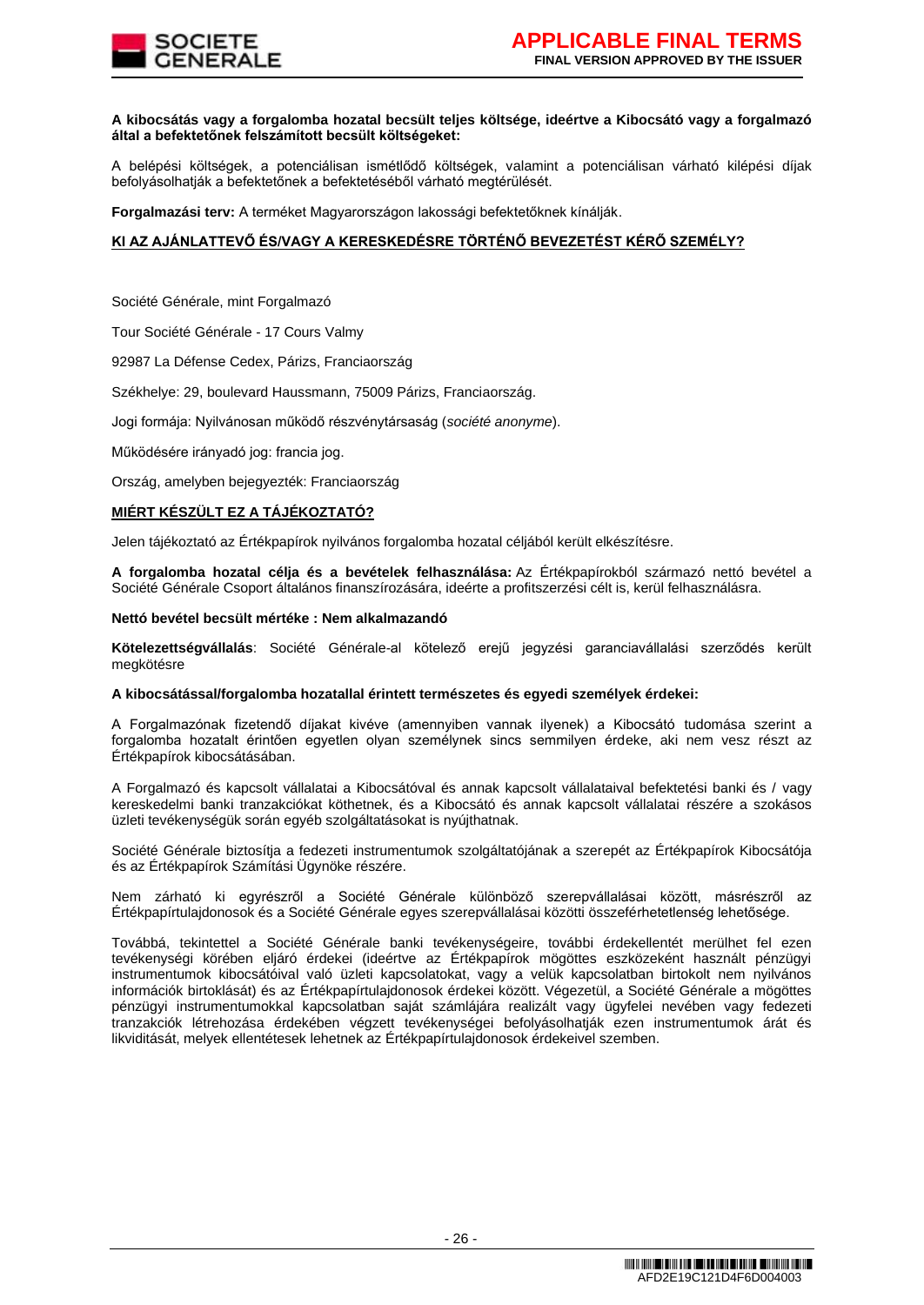**A kibocsátás vagy a forgalomba hozatal becsült teljes költsége, ideértve a Kibocsátó vagy a forgalmazó által a befektetőnek felszámított becsült költségeket:**

A belépési költségek, a potenciálisan ismétlődő költségek, valamint a potenciálisan várható kilépési díjak befolyásolhatják a befektetőnek a befektetéséből várható megtérülését.

**Forgalmazási terv:** A terméket Magyarországon lakossági befektetőknek kínálják.

## KI AZ AJÁNLATTEVŐ ÉS/VAGY A KERESKEDÉSRE TÖRTÉNŐ BEVEZETÉST KÉRŐ SZEMÉLY?

Société Générale, mint Forgalmazó

Tour Société Générale - 17 Cours Valmy

92987 La Défense Cedex, Párizs, Franciaország

Székhelye: 29, boulevard Haussmann, 75009 Párizs, Franciaország.

Jogi formája: Nyilvánosan működő részvénytársaság (*société anonyme*).

Működésére irányadó jog: francia jog.

Ország, amelyben bejegyezték: Franciaország

## MIÉRT KÉSZÜLT EZ A TÁJÉKOZTATÓ?

Jelen tájékoztató az Értékpapírok nyilvános forgalomba hozatal céljából került elkészítésre.

**A forgalomba hozatal célja és a bevételek felhasználása:** Az Értékpapírokból származó nettó bevétel a Société Générale Csoport általános finanszírozására, ideértve a profitszerzési célt is, kerül felhasználásra.

**Nettó bevétel becsült mértéke : Nem alkalmazandó**

**Kötelezettségvállalás**: Société Générale-al kötelező erejű jegyzési garanciavállalási szerződés került megkötésre

**A kibocsátással/forgalomba hozatallal érintett természetes és egyedi személyek érdekei:**

A Forgalmazónak fizetendő díjakat kivéve (amennyiben vannak ilyenek) a Kibocsátó tudomása szerint a forgalomba hozatalt érintően egyetlen olyan személynek sincs semmilyen érdeke, aki nem vesz részt az Értékpapírok kibocsátásában.

A Forgalmazó és kapcsolt vállalatai a Kibocsátóval és annak kapcsolt vállalataival befektetési banki és / vagy kereskedelmi banki tranzakciókat köthetnek, és a Kibocsátó és annak kapcsolt vállalatai részére a szokásos üzleti tevékenységük során egyéb szolgáltatásokat is nyújthatnak.

Société Générale biztosítja a fedezeti instrumentumok szolgáltatójának a szerepét az Értékpapírok Kibocsátója és az Értékpapírok Számítási Ügynöke részére.

Nem zárható ki egyrészről a Société Générale különböző szerepvállalásai között, másrészről az Értékpapírtulajdonosok és a Société Générale egyes szerepvállalásai közötti összeférhetetlenség lehetősége.

Továbbá, tekintettel a Société Générale banki tevékenységeire, további érdekellentét merülhet fel ezen tevékenységi körében eljáró érdekei (ideértve az Értékpapírok mögöttes eszközeként használt pénzügyi instrumentumok kibocsátóival való üzleti kapcsolatokat, vagy a velük kapcsolatban birtokolt nem nyilvános információk birtoklását) és az Értékpapírtulajdonosok érdekei között. Végezetül, a Société Générale a mögöttes pénzügyi instrumentumokkal kapcsolatban saját számlájára realizált vagy ügyfelei nevében vagy fedezeti tranzakciók létrehozása érdekében végzett tevékenységei befolyásolhatják ezen instrumentumok árát és likviditását, melyek ellentétesek lehetnek az Értékpapírtulajdonosok érdekeivel szemben.